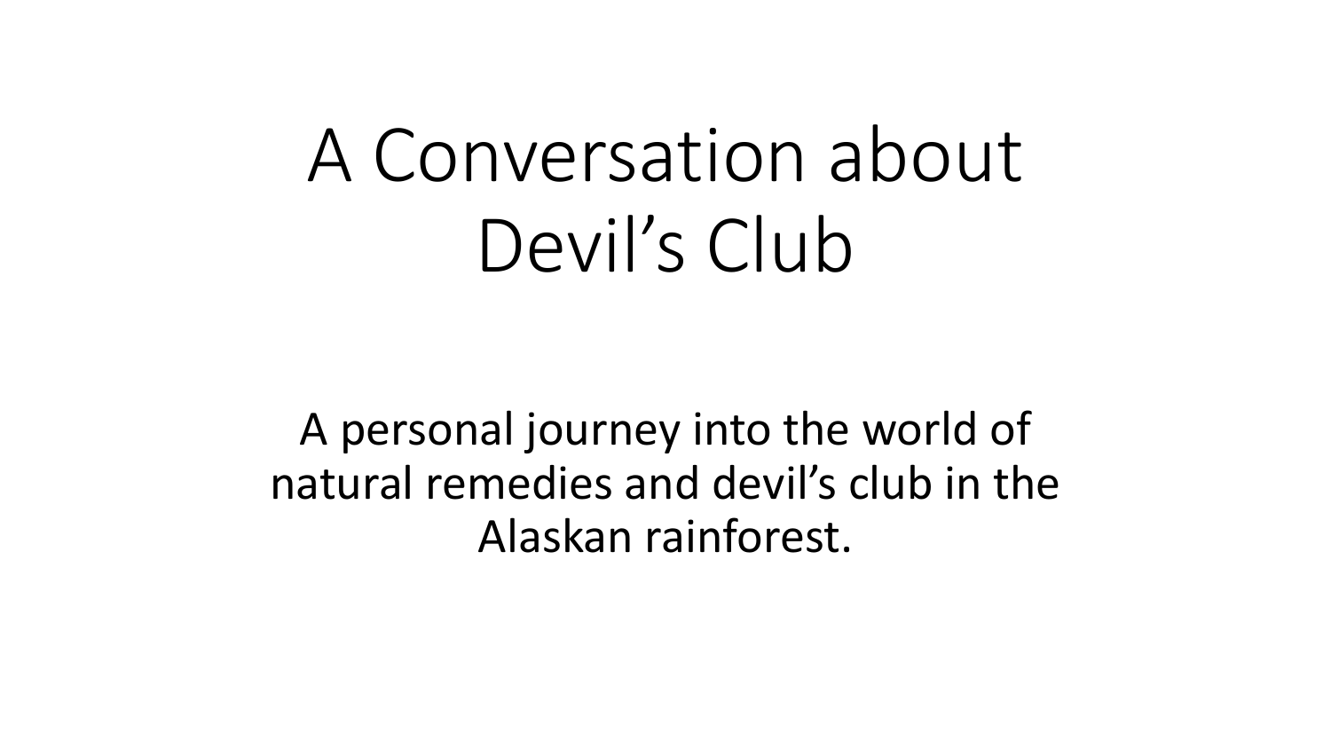# A Conversation about Devil's Club

A personal journey into the world of natural remedies and devil's club in the Alaskan rainforest.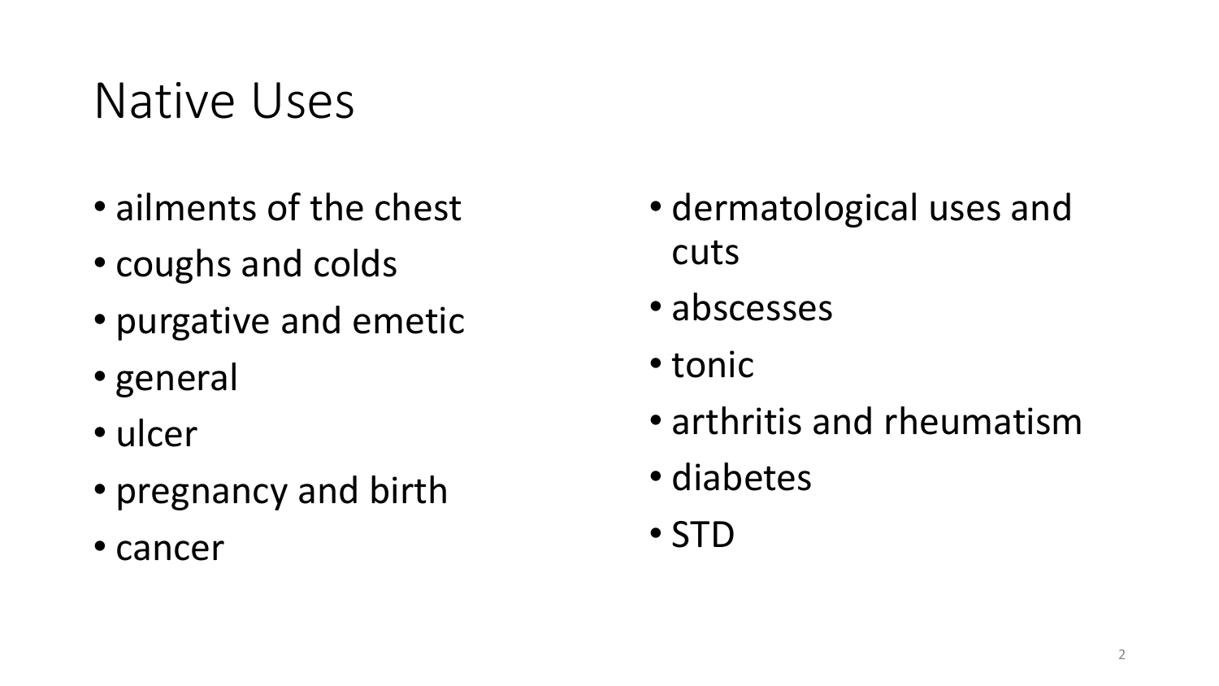# Native Uses

- ailments of the chest
- coughs and colds
- purgative and emetic
- general
- ulcer
- pregnancy and birth
- cancer
- dermatological uses and cuts
- abscesses
- tonic
- arthritis and rheumatism
- diabetes
- STD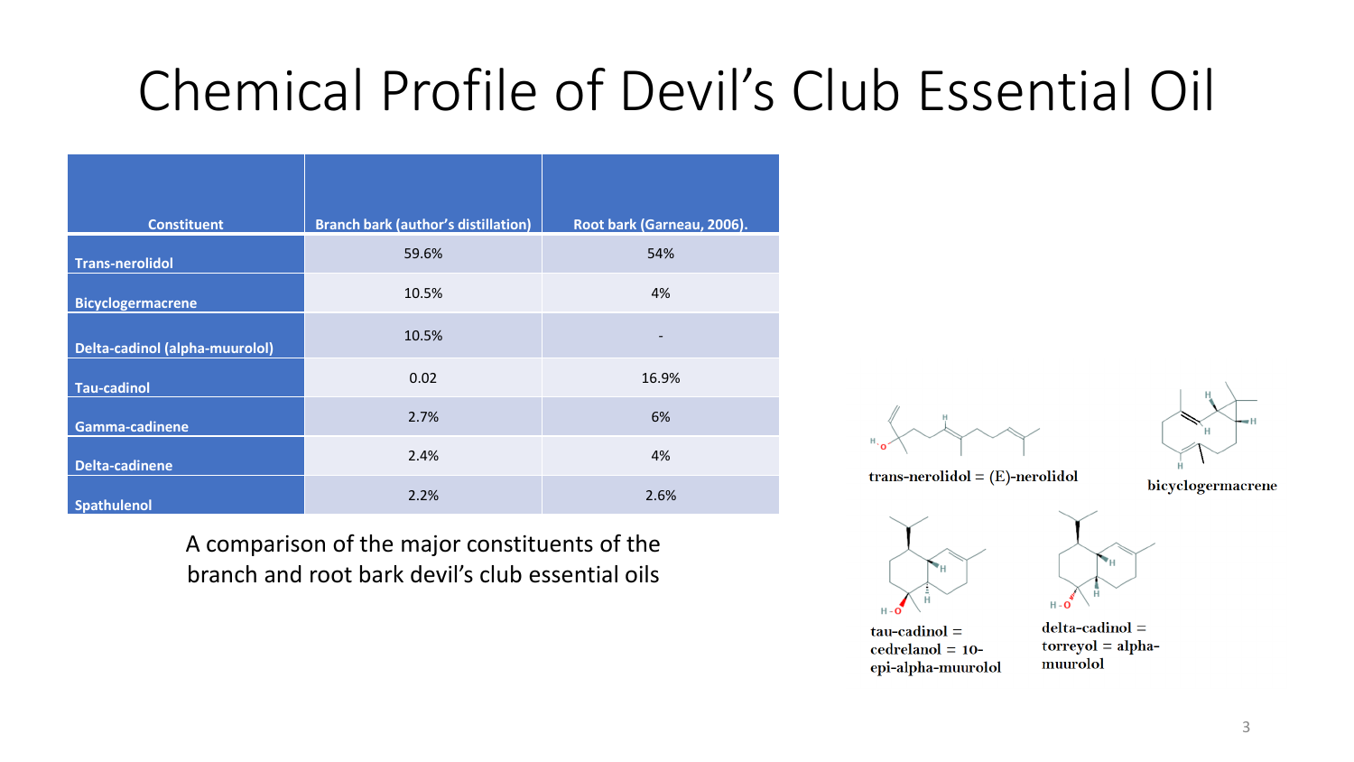# Chemical Profile of Devil's Club Essential Oil

| Constituent | Branch bark (author's distillation) | Root bark (Garneau, 2006). |
| --- | --- | --- |
| Trans-nerolidol | 59.6% | 54% |
| Bicyclogermacrene | 10.5% | 4% |
| Delta-cadinol (alpha-muurolol) | 10.5% | - |
| Tau-cadinol | 0.02 | 16.9% |
| Gamma-cadinene | 2.7% | 6% |
| Delta-cadinene | 2.4% | 4% |
| Spathulenol | 2.2% | 2.6% |

A comparison of the major constituents of the branch and root bark devil's club essential oils

trans-nerolidol = (E)-nerolidol

bicyclogermacrene

tau-cadinol = cedrelanol = 10-epi-alpha-muurolol

delta-cadinol = torreyol = alpha-muurolol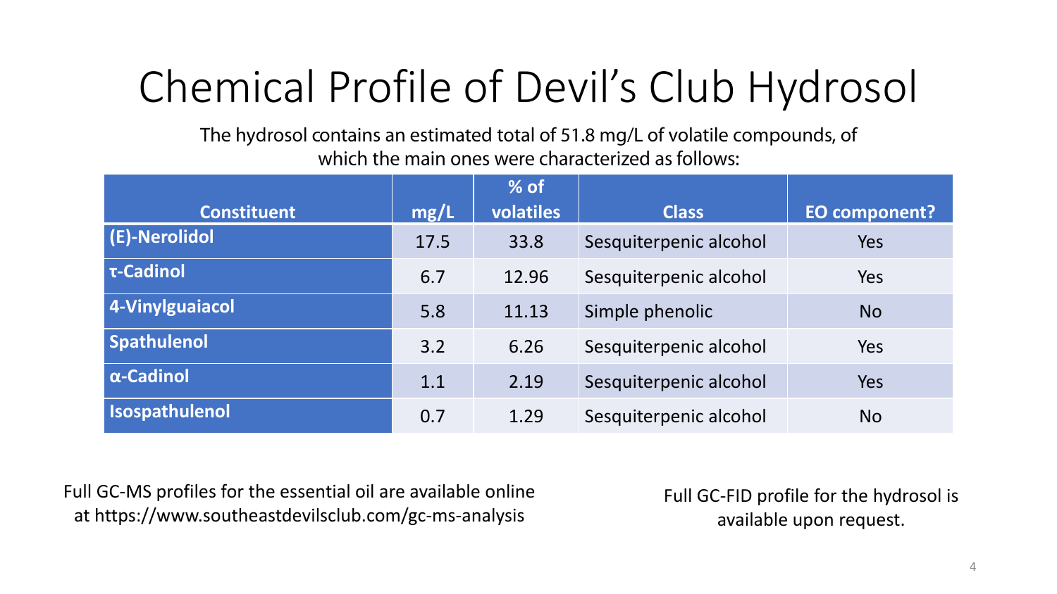# Chemical Profile of Devil's Club Hydrosol

The hydrosol contains an estimated total of 51.8 mg/L of volatile compounds, of which the main ones were characterized as follows:

| Constituent | mg/L | % of volatiles | Class | EO component? |
|---|---|---|---|---|
| **(E)-Nerolidol** | 17.5 | 33.8 | Sesquiterpenic alcohol | Yes |
| **τ-Cadinol** | 6.7 | 12.96 | Sesquiterpenic alcohol | Yes |
| **4-Vinylguaiacol** | 5.8 | 11.13 | Simple phenolic | No |
| **Spathulenol** | 3.2 | 6.26 | Sesquiterpenic alcohol | Yes |
| **α-Cadinol** | 1.1 | 2.19 | Sesquiterpenic alcohol | Yes |
| **Isospathulenol** | 0.7 | 1.29 | Sesquiterpenic alcohol | No |

Full GC-MS profiles for the essential oil are available online at https://www.southeastdevilsclub.com/gc-ms-analysis

Full GC-FID profile for the hydrosol is available upon request.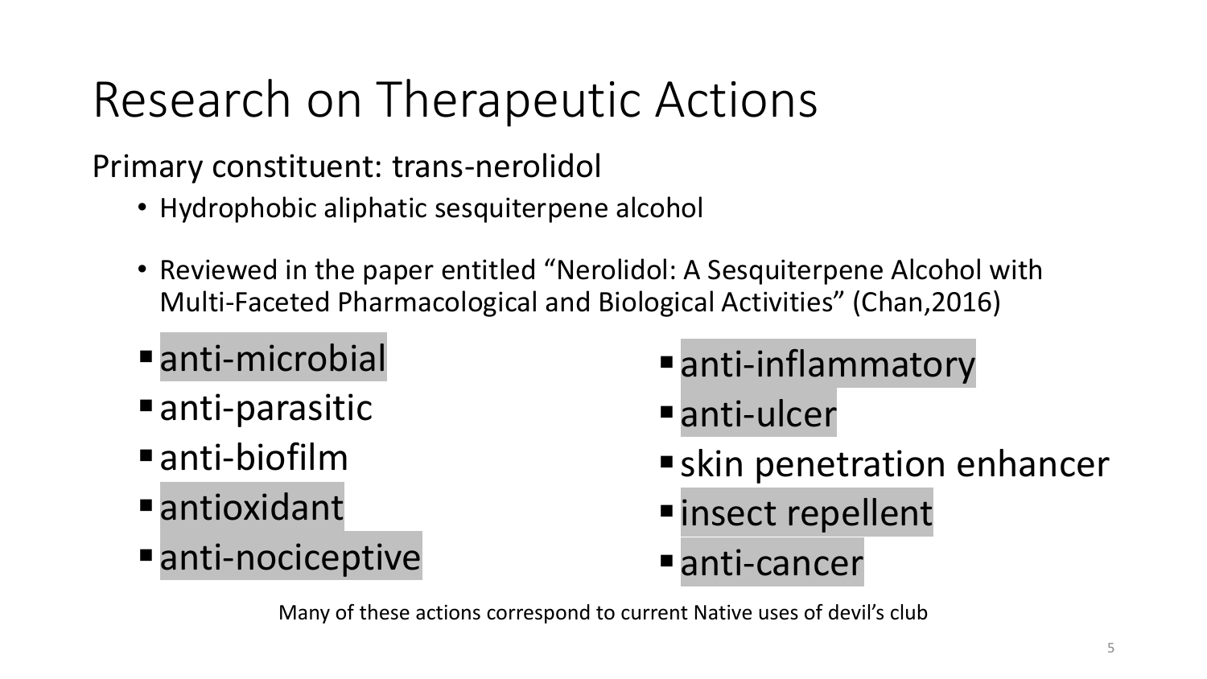# Research on Therapeutic Actions

Primary constituent: trans-nerolidol

- Hydrophobic aliphatic sesquiterpene alcohol
- Reviewed in the paper entitled "Nerolidol: A Sesquiterpene Alcohol with Multi-Faceted Pharmacological and Biological Activities" (Chan,2016)

- anti-microbial
- anti-parasitic
- anti-biofilm
- antioxidant
- anti-nociceptive
- anti-inflammatory
- anti-ulcer
- skin penetration enhancer
- insect repellent
- anti-cancer

Many of these actions correspond to current Native uses of devil's club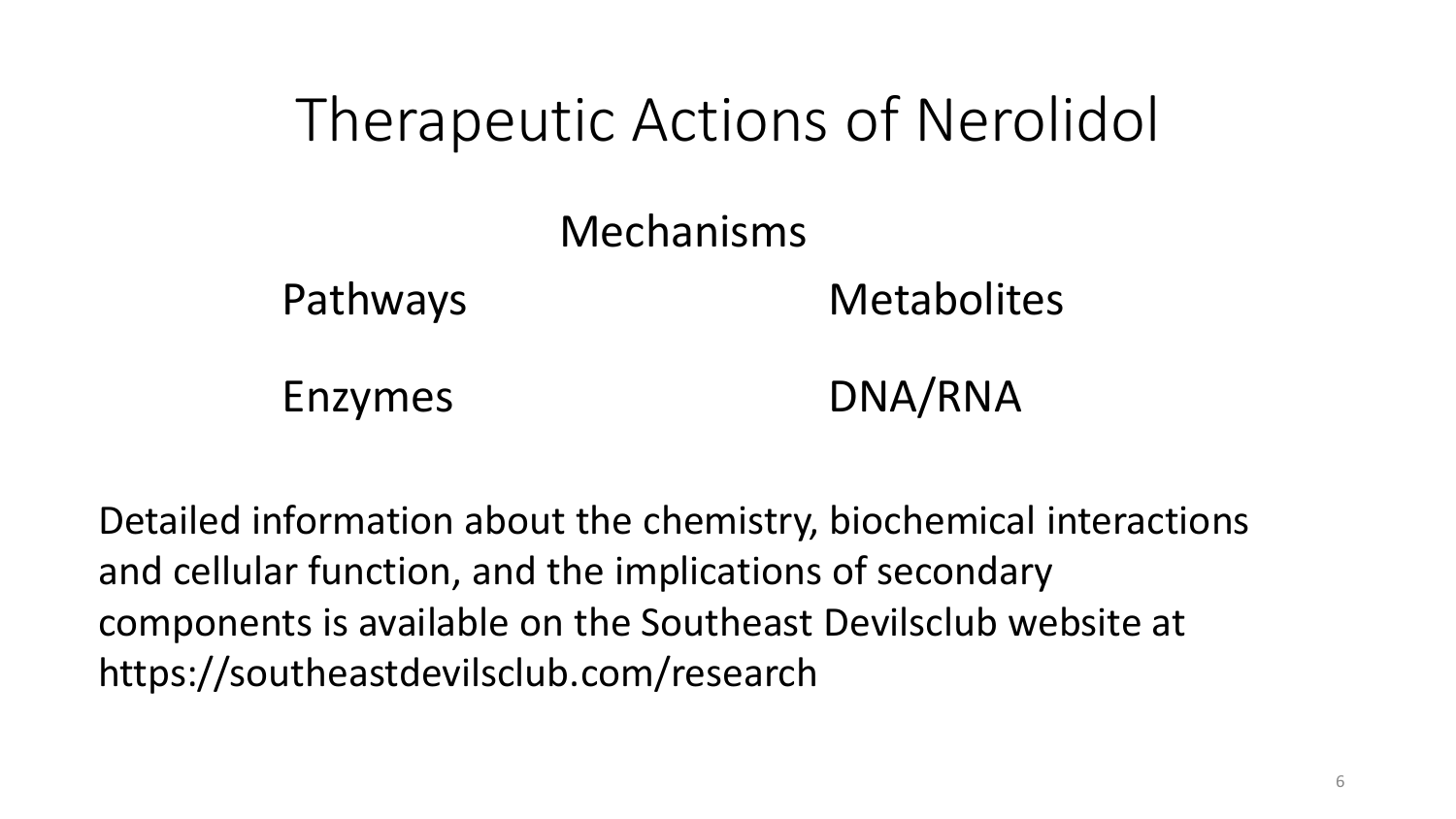# Therapeutic Actions of Nerolidol

Mechanisms

Pathways

Metabolites

Enzymes

DNA/RNA

Detailed information about the chemistry, biochemical interactions and cellular function, and the implications of secondary components is available on the Southeast Devilsclub website at https://southeastdevilsclub.com/research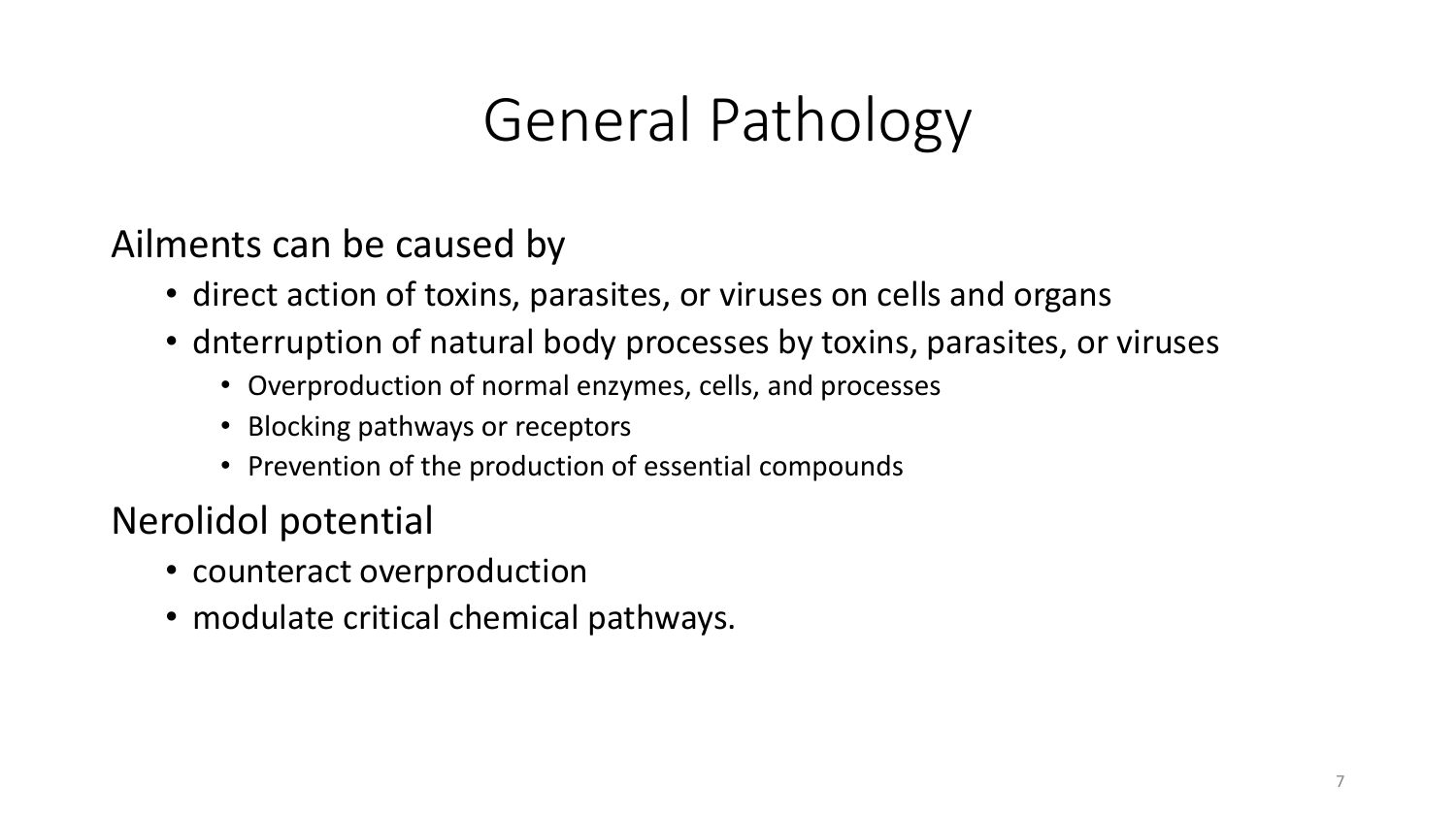# General Pathology

Ailments can be caused by

- direct action of toxins, parasites, or viruses on cells and organs
- dnterruption of natural body processes by toxins, parasites, or viruses
  - Overproduction of normal enzymes, cells, and processes
  - Blocking pathways or receptors
  - Prevention of the production of essential compounds

Nerolidol potential

- counteract overproduction
- modulate critical chemical pathways.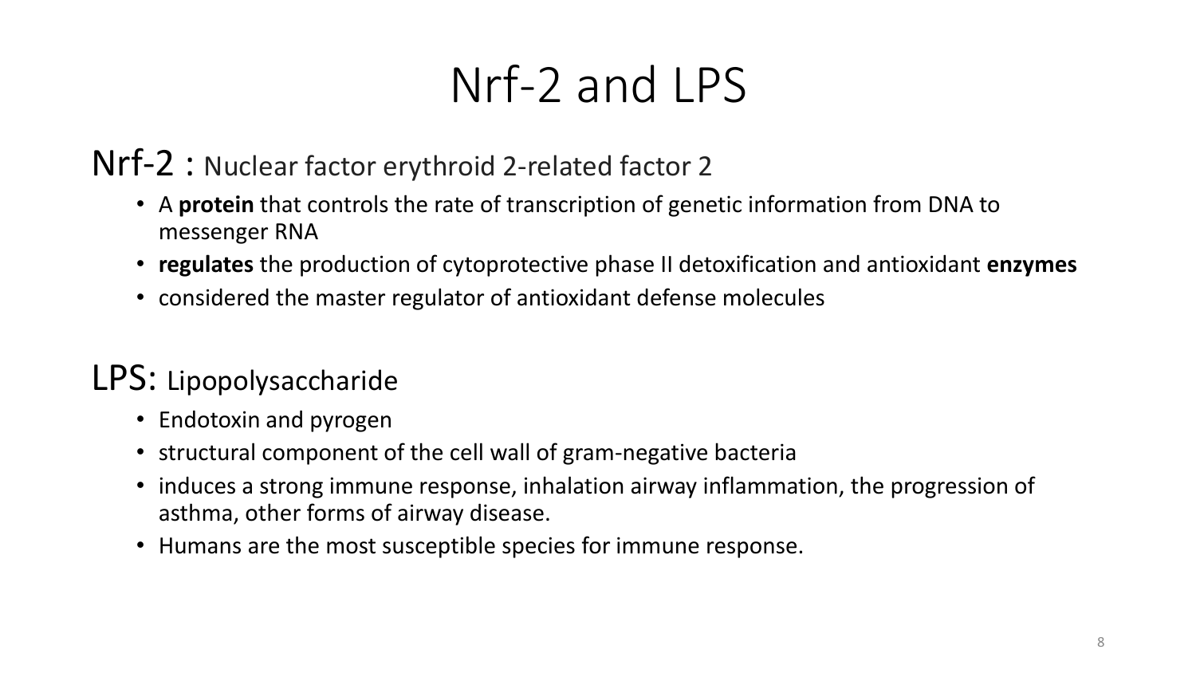# Nrf-2 and LPS

## Nrf-2 : Nuclear factor erythroid 2-related factor 2

- A **protein** that controls the rate of transcription of genetic information from DNA to messenger RNA
- **regulates** the production of cytoprotective phase II detoxification and antioxidant **enzymes**
- considered the master regulator of antioxidant defense molecules

## LPS: Lipopolysaccharide

- Endotoxin and pyrogen
- structural component of the cell wall of gram-negative bacteria
- induces a strong immune response, inhalation airway inflammation, the progression of asthma, other forms of airway disease.
- Humans are the most susceptible species for immune response.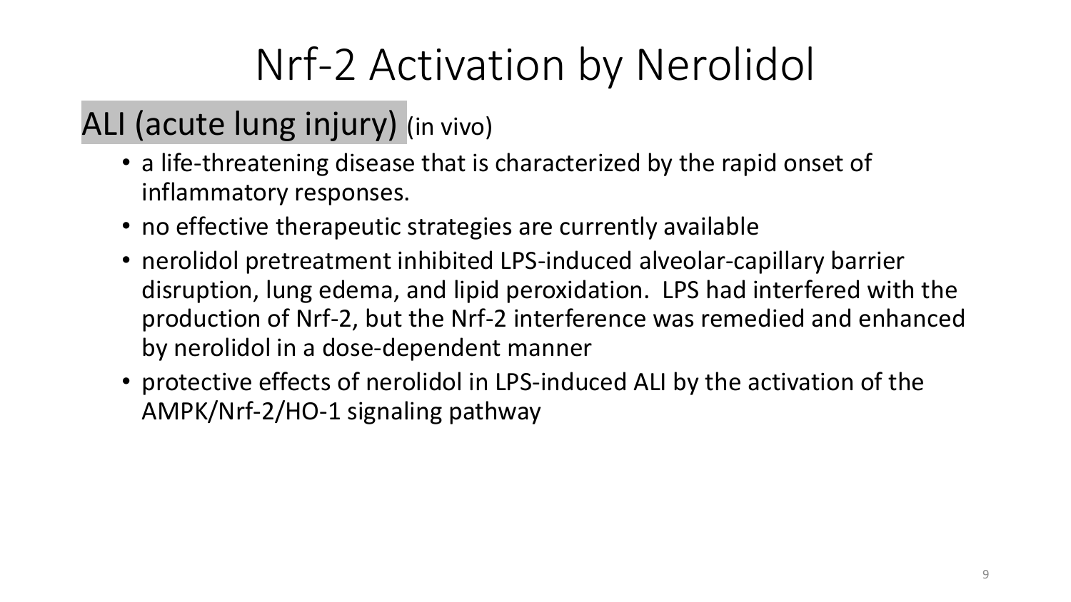# Nrf-2 Activation by Nerolidol

## ALI (acute lung injury) (in vivo)

- a life-threatening disease that is characterized by the rapid onset of inflammatory responses.
- no effective therapeutic strategies are currently available
- nerolidol pretreatment inhibited LPS-induced alveolar-capillary barrier disruption, lung edema, and lipid peroxidation. LPS had interfered with the production of Nrf-2, but the Nrf-2 interference was remedied and enhanced by nerolidol in a dose-dependent manner
- protective effects of nerolidol in LPS-induced ALI by the activation of the AMPK/Nrf-2/HO-1 signaling pathway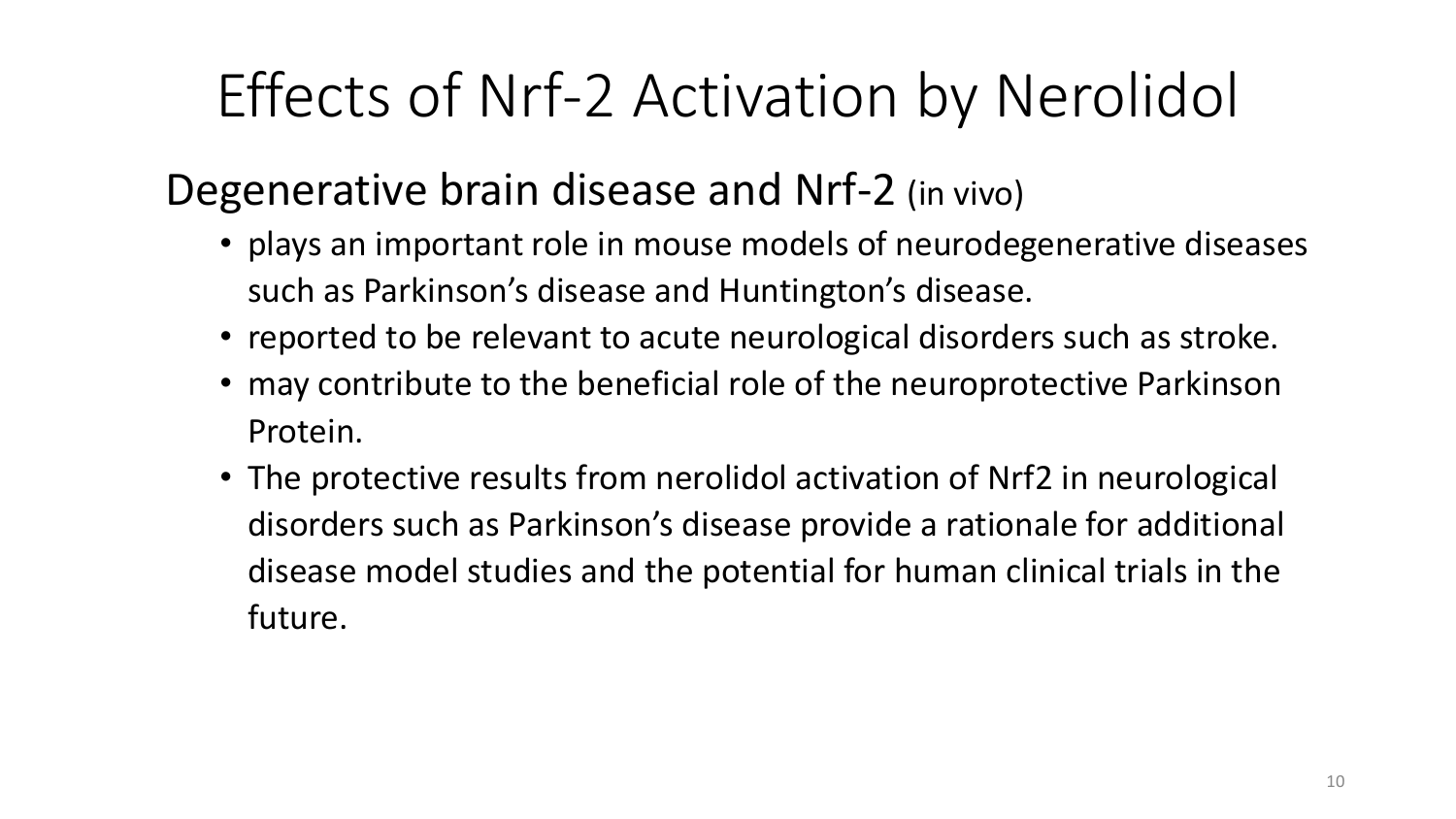# Effects of Nrf-2 Activation by Nerolidol

## Degenerative brain disease and Nrf-2 (in vivo)

- plays an important role in mouse models of neurodegenerative diseases such as Parkinson's disease and Huntington's disease.
- reported to be relevant to acute neurological disorders such as stroke.
- may contribute to the beneficial role of the neuroprotective Parkinson Protein.
- The protective results from nerolidol activation of Nrf2 in neurological disorders such as Parkinson's disease provide a rationale for additional disease model studies and the potential for human clinical trials in the future.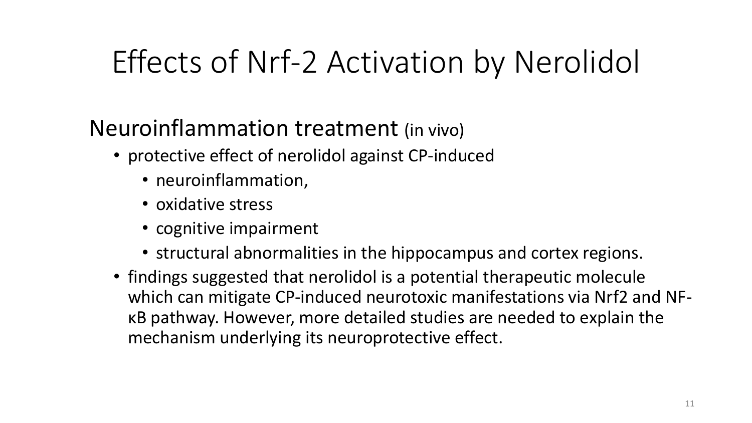# Effects of Nrf-2 Activation by Nerolidol

## Neuroinflammation treatment (in vivo)

- protective effect of nerolidol against CP-induced
  - neuroinflammation,
  - oxidative stress
  - cognitive impairment
  - structural abnormalities in the hippocampus and cortex regions.
- findings suggested that nerolidol is a potential therapeutic molecule which can mitigate CP-induced neurotoxic manifestations via Nrf2 and NF-κB pathway. However, more detailed studies are needed to explain the mechanism underlying its neuroprotective effect.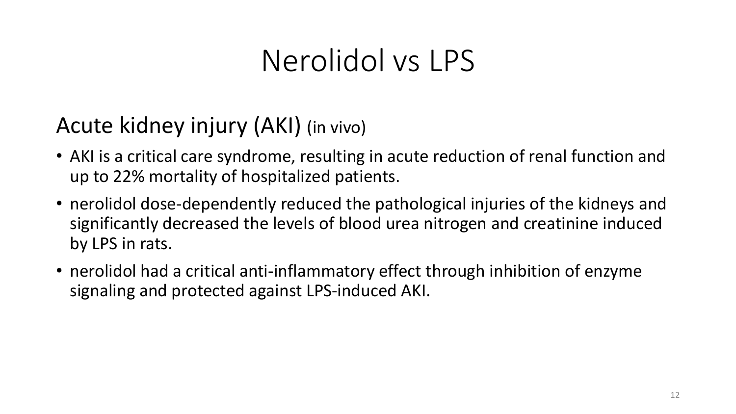# Nerolidol vs LPS

## Acute kidney injury (AKI) (in vivo)

- AKI is a critical care syndrome, resulting in acute reduction of renal function and up to 22% mortality of hospitalized patients.
- nerolidol dose-dependently reduced the pathological injuries of the kidneys and significantly decreased the levels of blood urea nitrogen and creatinine induced by LPS in rats.
- nerolidol had a critical anti-inflammatory effect through inhibition of enzyme signaling and protected against LPS-induced AKI.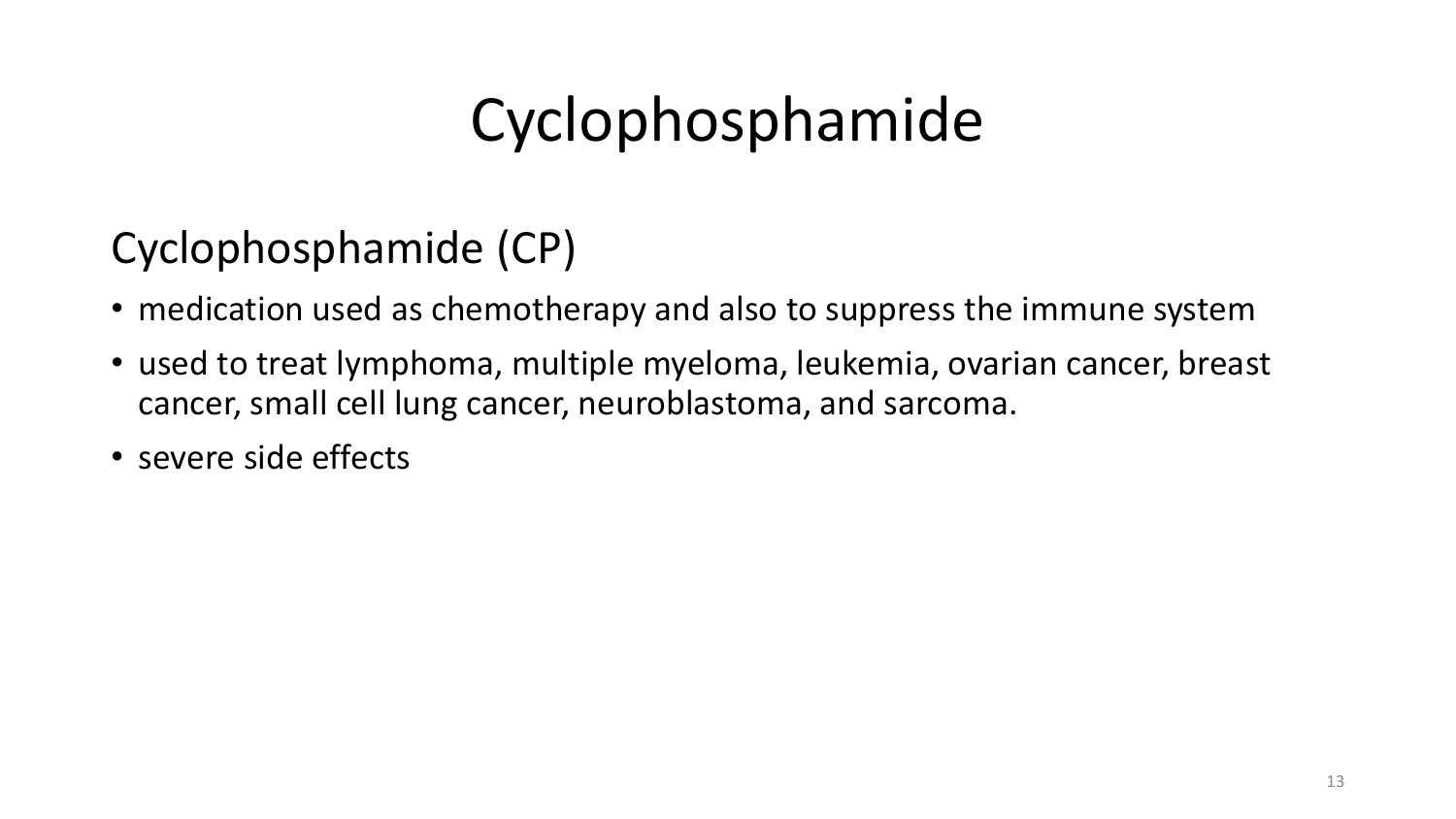# Cyclophosphamide

## Cyclophosphamide (CP)

- medication used as chemotherapy and also to suppress the immune system
- used to treat lymphoma, multiple myeloma, leukemia, ovarian cancer, breast cancer, small cell lung cancer, neuroblastoma, and sarcoma.
- severe side effects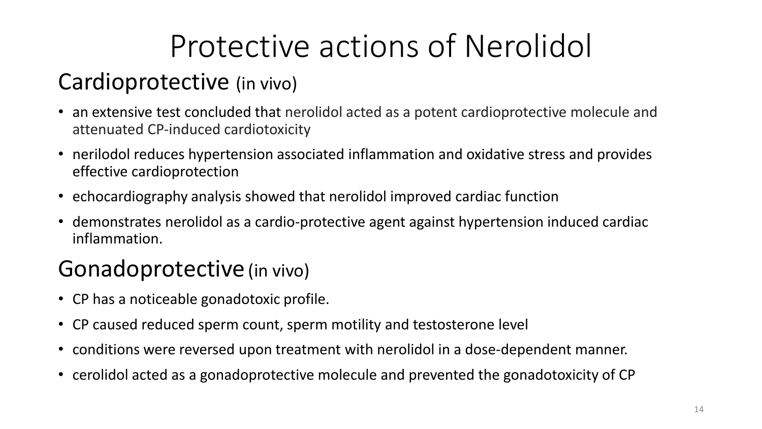# Protective actions of Nerolidol

## Cardioprotective (in vivo)

- an extensive test concluded that nerolidol acted as a potent cardioprotective molecule and attenuated CP-induced cardiotoxicity
- nerilodol reduces hypertension associated inflammation and oxidative stress and provides effective cardioprotection
- echocardiography analysis showed that nerolidol improved cardiac function
- demonstrates nerolidol as a cardio-protective agent against hypertension induced cardiac inflammation.

## Gonadoprotective (in vivo)

- CP has a noticeable gonadotoxic profile.
- CP caused reduced sperm count, sperm motility and testosterone level
- conditions were reversed upon treatment with nerolidol in a dose-dependent manner.
- cerolidol acted as a gonadoprotective molecule and prevented the gonadotoxicity of CP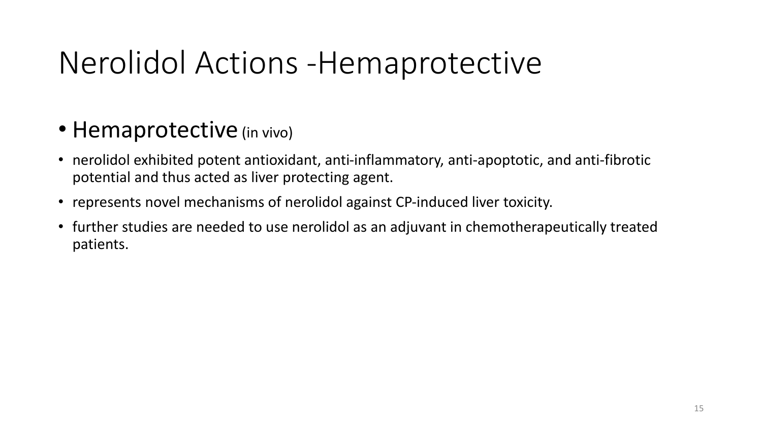# Nerolidol Actions -Hemaprotective

- Hemaprotective (in vivo)

- nerolidol exhibited potent antioxidant, anti-inflammatory, anti-apoptotic, and anti-fibrotic potential and thus acted as liver protecting agent.
- represents novel mechanisms of nerolidol against CP-induced liver toxicity.
- further studies are needed to use nerolidol as an adjuvant in chemotherapeutically treated patients.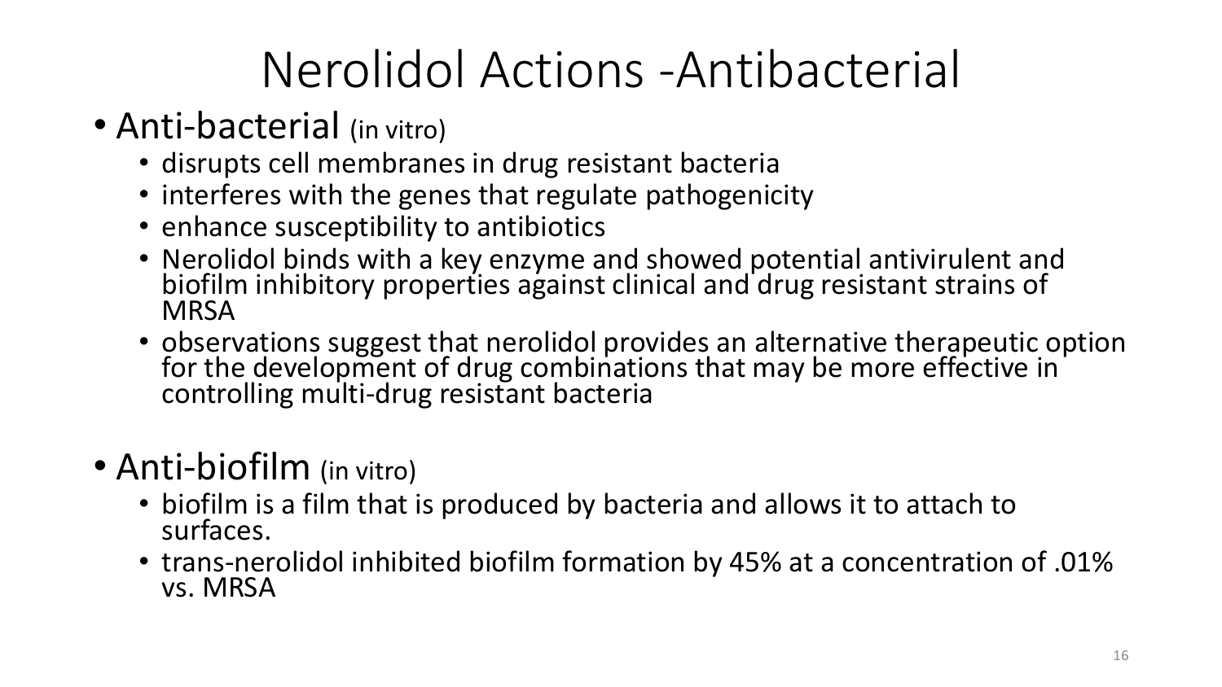# Nerolidol Actions -Antibacterial

- Anti-bacterial (in vitro)
  - disrupts cell membranes in drug resistant bacteria
  - interferes with the genes that regulate pathogenicity
  - enhance susceptibility to antibiotics
  - Nerolidol binds with a key enzyme and showed potential antivirulent and biofilm inhibitory properties against clinical and drug resistant strains of MRSA
  - observations suggest that nerolidol provides an alternative therapeutic option for the development of drug combinations that may be more effective in controlling multi-drug resistant bacteria

- Anti-biofilm (in vitro)
  - biofilm is a film that is produced by bacteria and allows it to attach to surfaces.
  - trans-nerolidol inhibited biofilm formation by 45% at a concentration of .01% vs. MRSA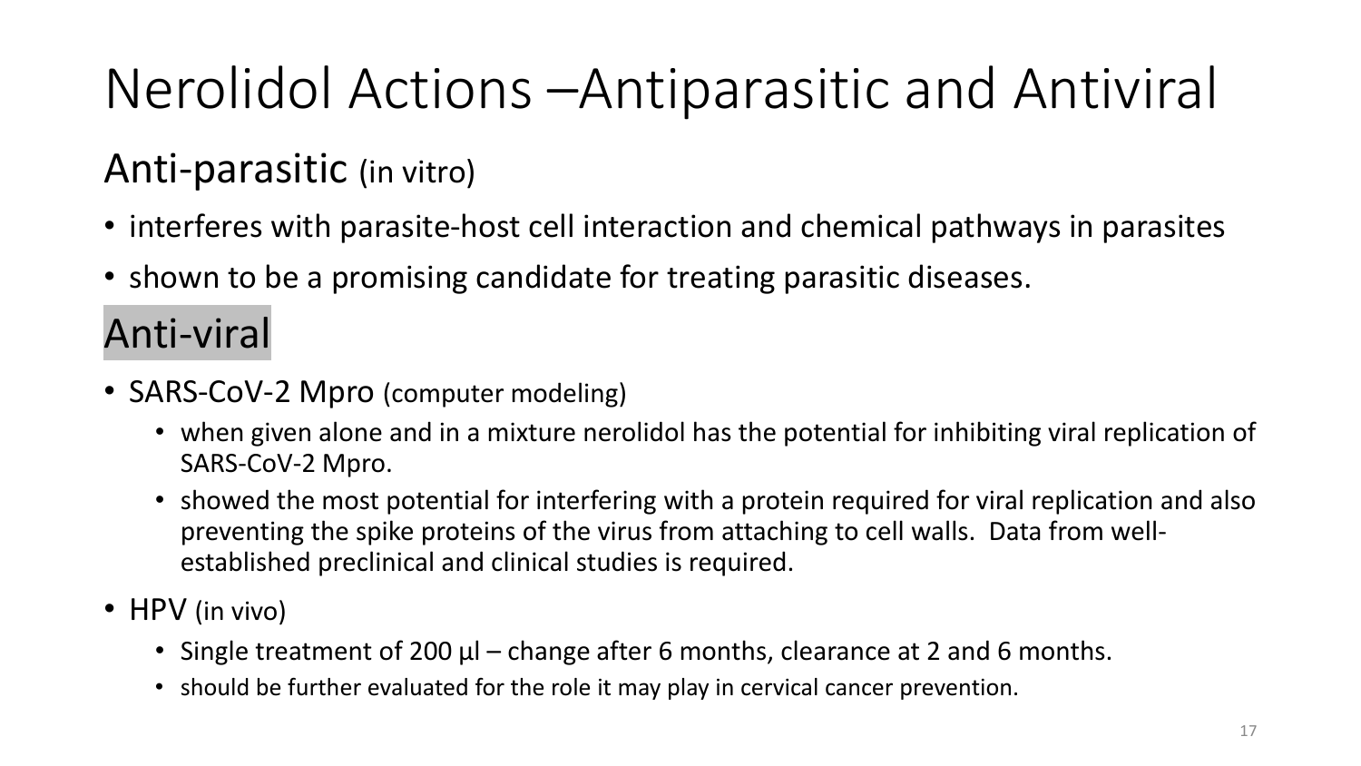# Nerolidol Actions –Antiparasitic and Antiviral

## Anti-parasitic (in vitro)

- interferes with parasite-host cell interaction and chemical pathways in parasites
- shown to be a promising candidate for treating parasitic diseases.

## Anti-viral

- SARS-CoV-2 Mpro (computer modeling)
  - when given alone and in a mixture nerolidol has the potential for inhibiting viral replication of SARS-CoV-2 Mpro.
  - showed the most potential for interfering with a protein required for viral replication and also preventing the spike proteins of the virus from attaching to cell walls. Data from well-established preclinical and clinical studies is required.
- HPV (in vivo)
  - Single treatment of 200 µl – change after 6 months, clearance at 2 and 6 months.
  - should be further evaluated for the role it may play in cervical cancer prevention.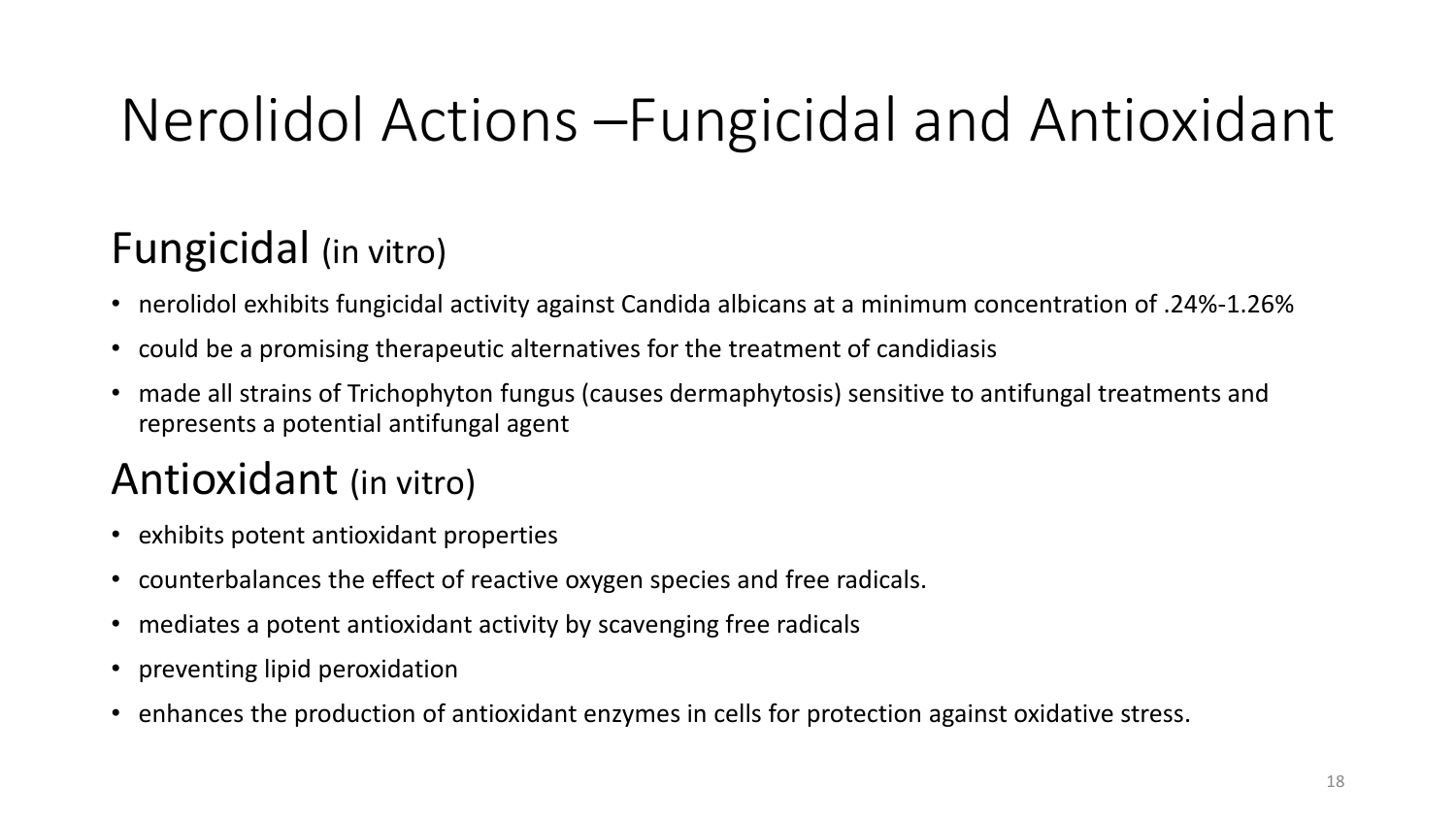# Nerolidol Actions –Fungicidal and Antioxidant

## Fungicidal (in vitro)

- nerolidol exhibits fungicidal activity against Candida albicans at a minimum concentration of .24%-1.26%
- could be a promising therapeutic alternatives for the treatment of candidiasis
- made all strains of Trichophyton fungus (causes dermaphytosis) sensitive to antifungal treatments and represents a potential antifungal agent

## Antioxidant (in vitro)

- exhibits potent antioxidant properties
- counterbalances the effect of reactive oxygen species and free radicals.
- mediates a potent antioxidant activity by scavenging free radicals
- preventing lipid peroxidation
- enhances the production of antioxidant enzymes in cells for protection against oxidative stress.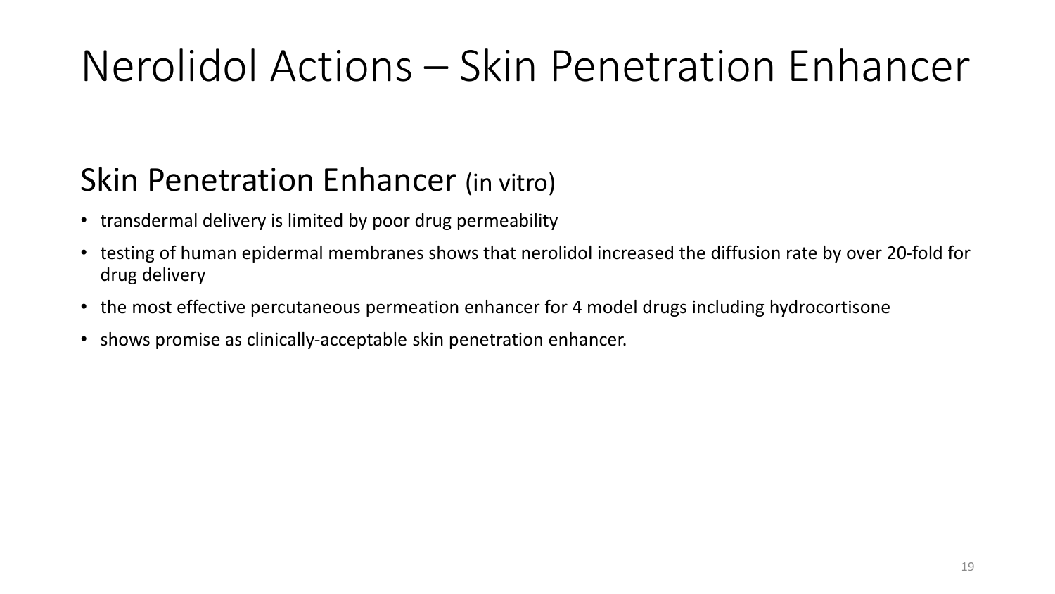# Nerolidol Actions – Skin Penetration Enhancer

## Skin Penetration Enhancer (in vitro)

- transdermal delivery is limited by poor drug permeability
- testing of human epidermal membranes shows that nerolidol increased the diffusion rate by over 20-fold for drug delivery
- the most effective percutaneous permeation enhancer for 4 model drugs including hydrocortisone
- shows promise as clinically-acceptable skin penetration enhancer.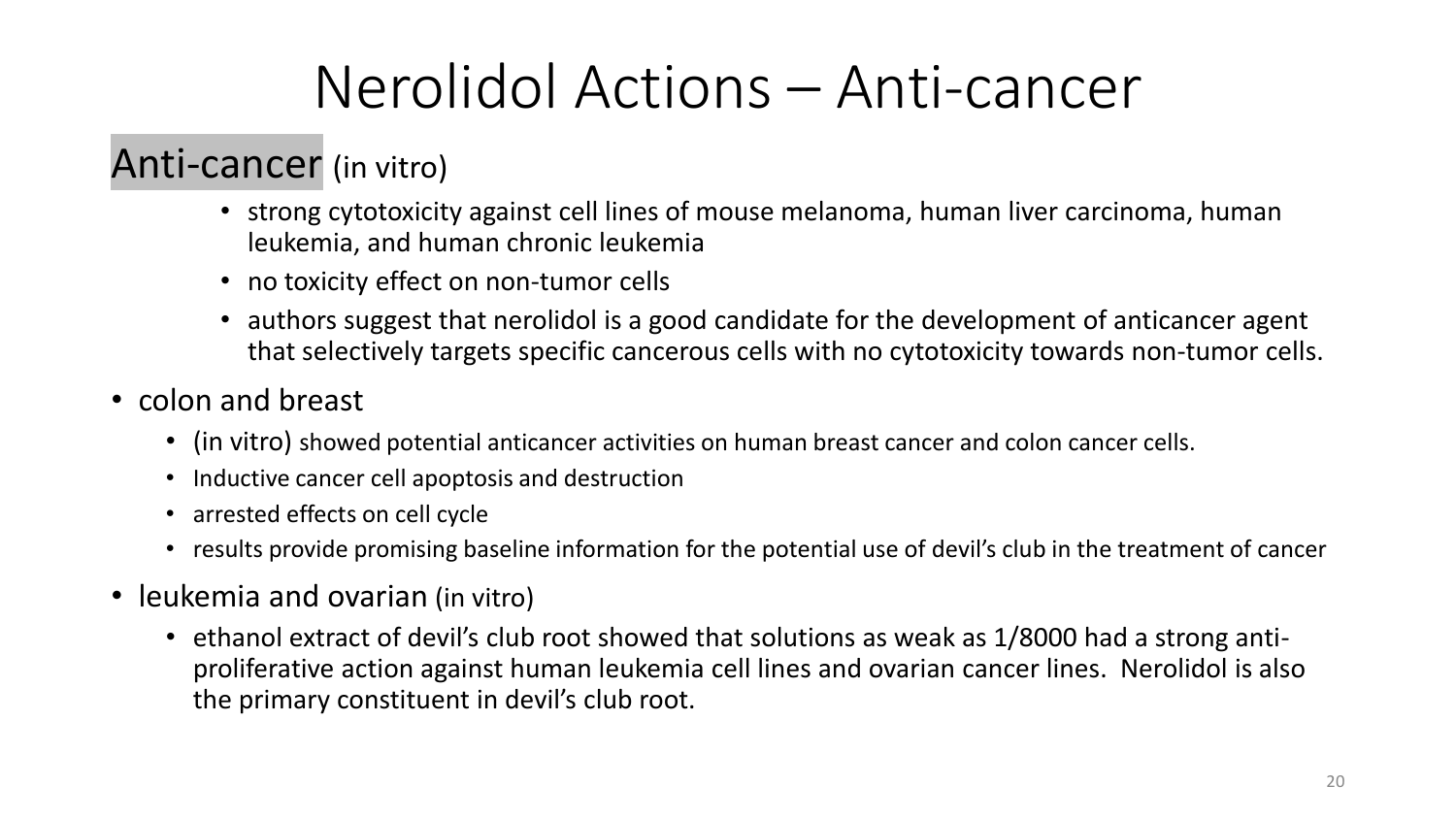# Nerolidol Actions – Anti-cancer

## Anti-cancer (in vitro)

- strong cytotoxicity against cell lines of mouse melanoma, human liver carcinoma, human leukemia, and human chronic leukemia
- no toxicity effect on non-tumor cells
- authors suggest that nerolidol is a good candidate for the development of anticancer agent that selectively targets specific cancerous cells with no cytotoxicity towards non-tumor cells.

- colon and breast
  - (in vitro) showed potential anticancer activities on human breast cancer and colon cancer cells.
  - Inductive cancer cell apoptosis and destruction
  - arrested effects on cell cycle
  - results provide promising baseline information for the potential use of devil's club in the treatment of cancer
- leukemia and ovarian (in vitro)
  - ethanol extract of devil's club root showed that solutions as weak as 1/8000 had a strong anti-proliferative action against human leukemia cell lines and ovarian cancer lines. Nerolidol is also the primary constituent in devil's club root.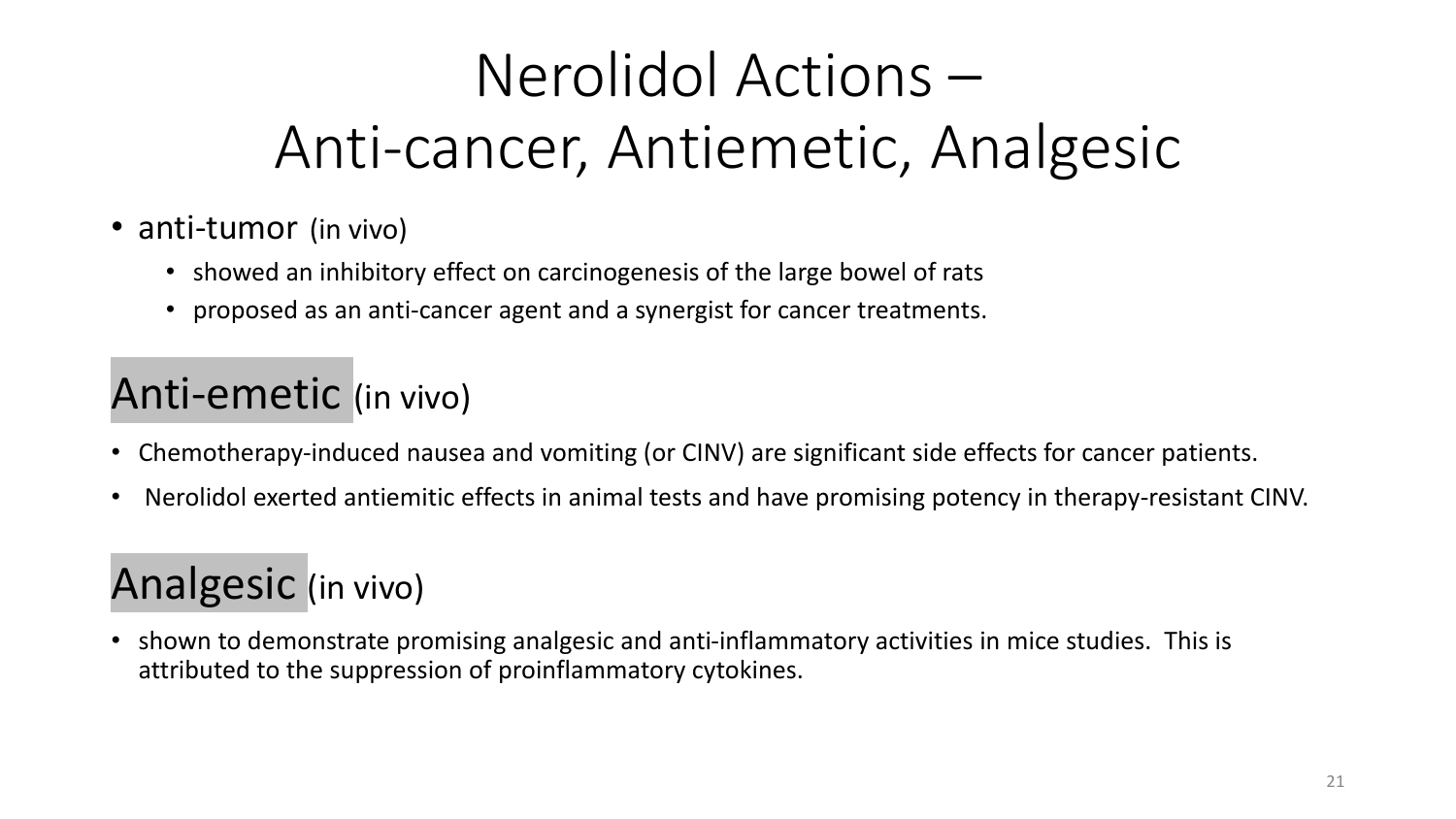# Nerolidol Actions – Anti-cancer, Antiemetic, Analgesic

- anti-tumor (in vivo)
  - showed an inhibitory effect on carcinogenesis of the large bowel of rats
  - proposed as an anti-cancer agent and a synergist for cancer treatments.

## Anti-emetic (in vivo)

- Chemotherapy-induced nausea and vomiting (or CINV) are significant side effects for cancer patients.
- Nerolidol exerted antiemitic effects in animal tests and have promising potency in therapy-resistant CINV.

## Analgesic (in vivo)

- shown to demonstrate promising analgesic and anti-inflammatory activities in mice studies. This is attributed to the suppression of proinflammatory cytokines.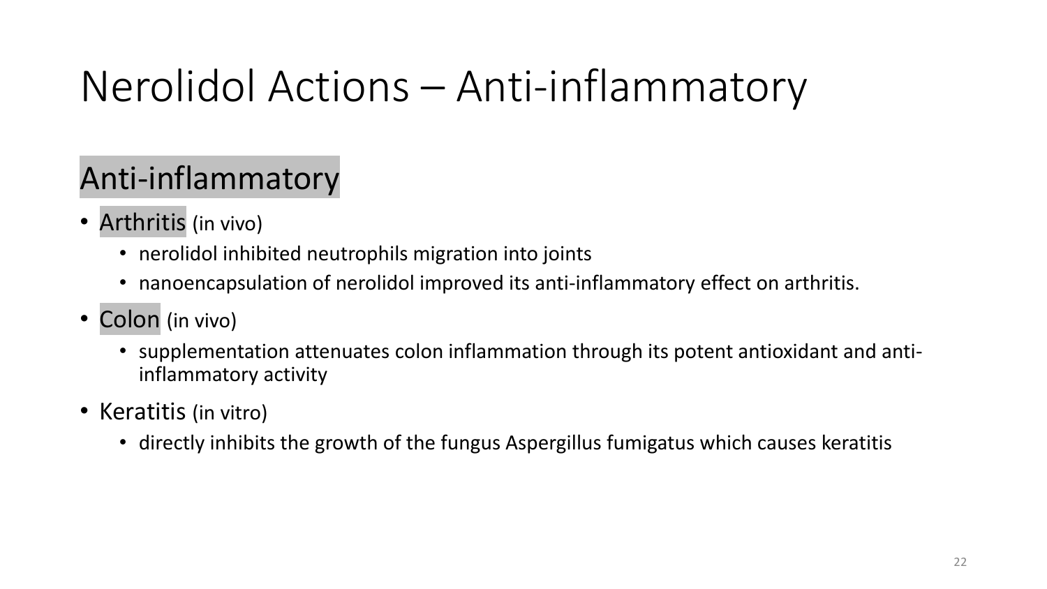# Nerolidol Actions – Anti-inflammatory

## Anti-inflammatory

- Arthritis (in vivo)
  - nerolidol inhibited neutrophils migration into joints
  - nanoencapsulation of nerolidol improved its anti-inflammatory effect on arthritis.
- Colon (in vivo)
  - supplementation attenuates colon inflammation through its potent antioxidant and anti-inflammatory activity
- Keratitis (in vitro)
  - directly inhibits the growth of the fungus Aspergillus fumigatus which causes keratitis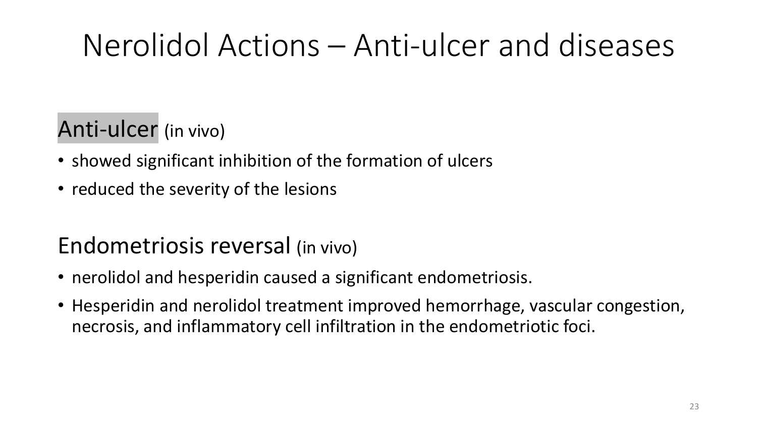# Nerolidol Actions – Anti-ulcer and diseases

## Anti-ulcer (in vivo)

- showed significant inhibition of the formation of ulcers
- reduced the severity of the lesions

## Endometriosis reversal (in vivo)

- nerolidol and hesperidin caused a significant endometriosis.
- Hesperidin and nerolidol treatment improved hemorrhage, vascular congestion, necrosis, and inflammatory cell infiltration in the endometriotic foci.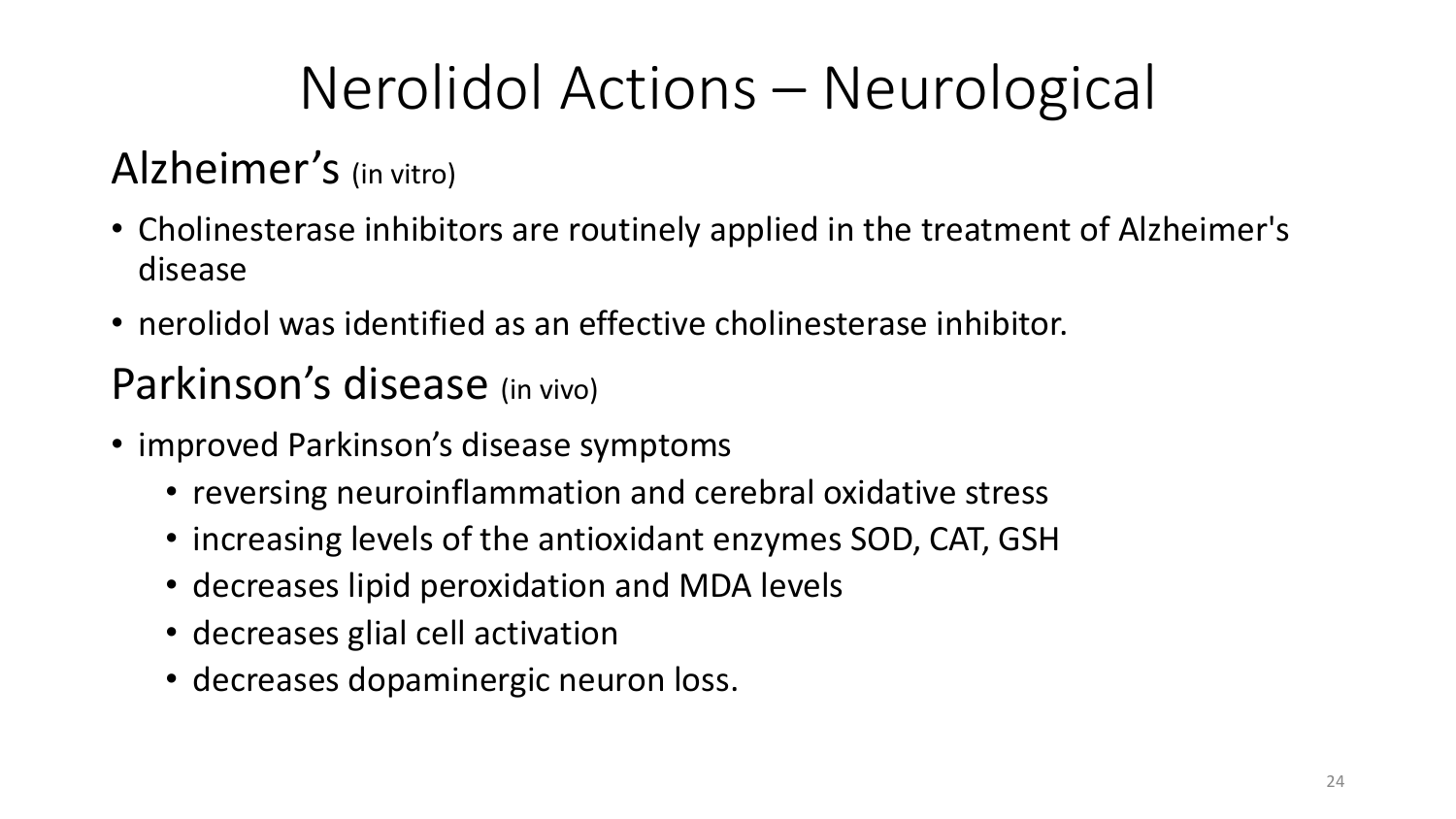# Nerolidol Actions – Neurological

## Alzheimer's (in vitro)

- Cholinesterase inhibitors are routinely applied in the treatment of Alzheimer's disease
- nerolidol was identified as an effective cholinesterase inhibitor.

## Parkinson's disease (in vivo)

- improved Parkinson's disease symptoms
  - reversing neuroinflammation and cerebral oxidative stress
  - increasing levels of the antioxidant enzymes SOD, CAT, GSH
  - decreases lipid peroxidation and MDA levels
  - decreases glial cell activation
  - decreases dopaminergic neuron loss.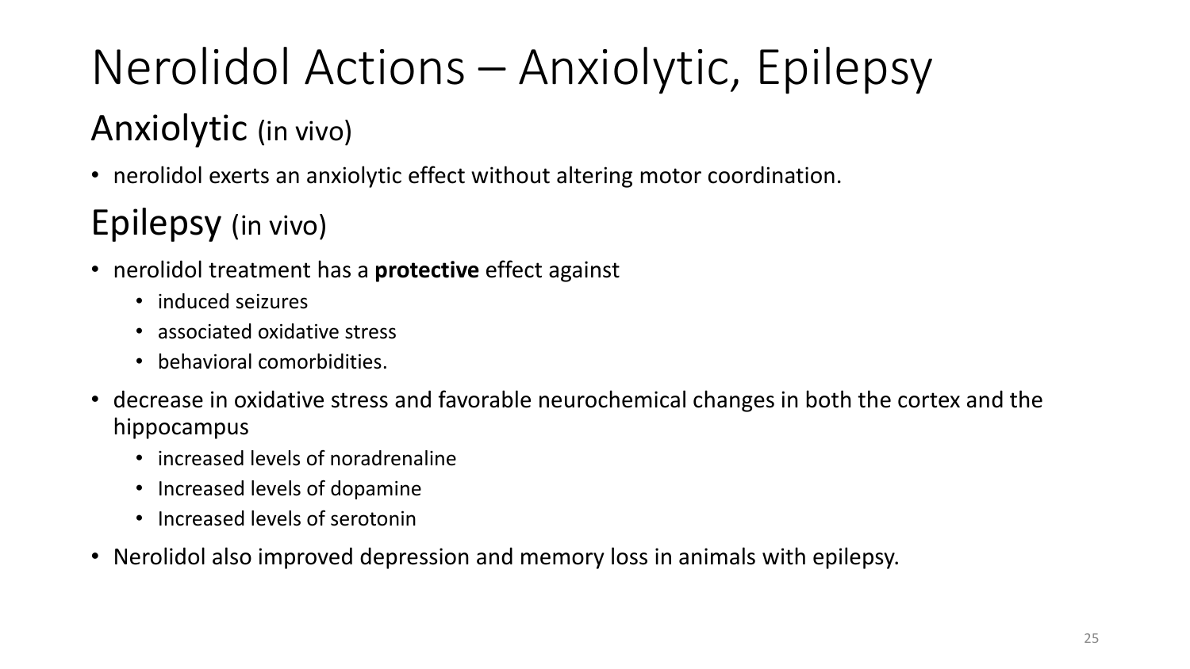# Nerolidol Actions – Anxiolytic, Epilepsy

## Anxiolytic (in vivo)

- nerolidol exerts an anxiolytic effect without altering motor coordination.

## Epilepsy (in vivo)

- nerolidol treatment has a **protective** effect against
  - induced seizures
  - associated oxidative stress
  - behavioral comorbidities.
- decrease in oxidative stress and favorable neurochemical changes in both the cortex and the hippocampus
  - increased levels of noradrenaline
  - Increased levels of dopamine
  - Increased levels of serotonin
- Nerolidol also improved depression and memory loss in animals with epilepsy.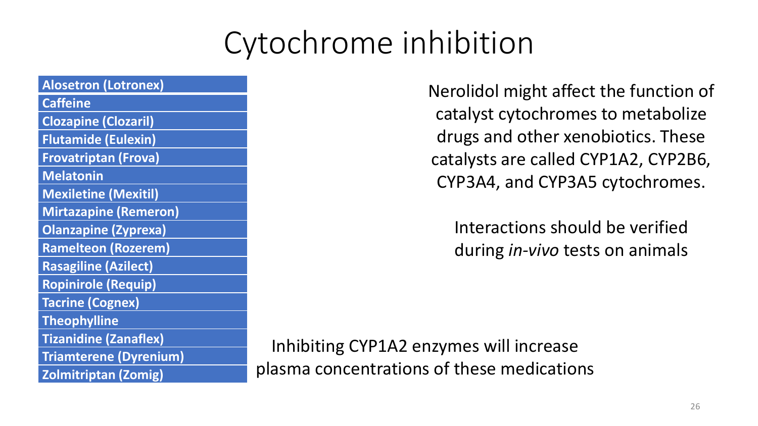# Cytochrome inhibition

- **Alosetron (Lotronex)**
- **Caffeine**
- **Clozapine (Clozaril)**
- **Flutamide (Eulexin)**
- **Frovatriptan (Frova)**
- **Melatonin**
- **Mexiletine (Mexitil)**
- **Mirtazapine (Remeron)**
- **Olanzapine (Zyprexa)**
- **Ramelteon (Rozerem)**
- **Rasagiline (Azilect)**
- **Ropinirole (Requip)**
- **Tacrine (Cognex)**
- **Theophylline**
- **Tizanidine (Zanaflex)**
- **Triamterene (Dyrenium)**
- **Zolmitriptan (Zomig)**

Nerolidol might affect the function of catalyst cytochromes to metabolize drugs and other xenobiotics. These catalysts are called CYP1A2, CYP2B6, CYP3A4, and CYP3A5 cytochromes.

Interactions should be verified during *in-vivo* tests on animals

Inhibiting CYP1A2 enzymes will increase plasma concentrations of these medications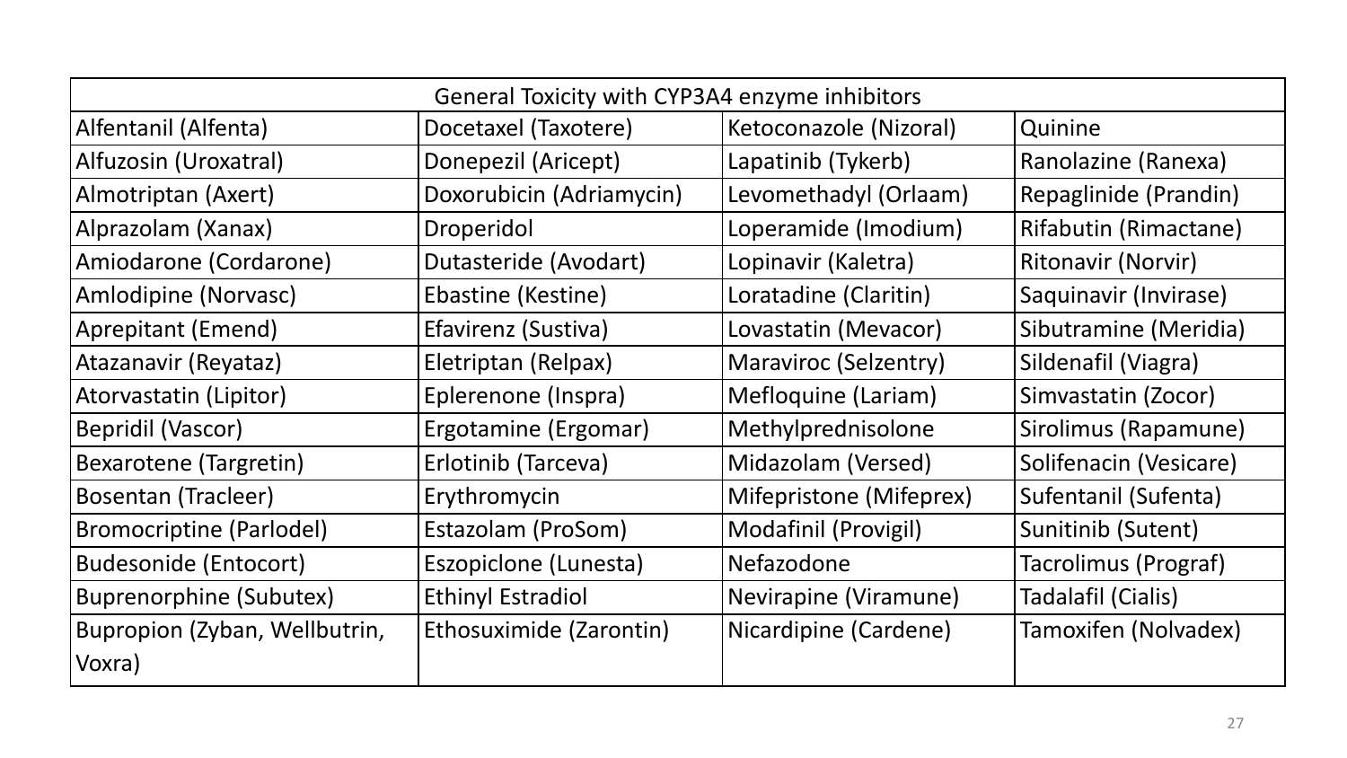| General Toxicity with CYP3A4 enzyme inhibitors | | | |
|---|---|---|---|
| Alfentanil (Alfenta) | Docetaxel (Taxotere) | Ketoconazole (Nizoral) | Quinine |
| Alfuzosin (Uroxatral) | Donepezil (Aricept) | Lapatinib (Tykerb) | Ranolazine (Ranexa) |
| Almotriptan (Axert) | Doxorubicin (Adriamycin) | Levomethadyl (Orlaam) | Repaglinide (Prandin) |
| Alprazolam (Xanax) | Droperidol | Loperamide (Imodium) | Rifabutin (Rimactane) |
| Amiodarone (Cordarone) | Dutasteride (Avodart) | Lopinavir (Kaletra) | Ritonavir (Norvir) |
| Amlodipine (Norvasc) | Ebastine (Kestine) | Loratadine (Claritin) | Saquinavir (Invirase) |
| Aprepitant (Emend) | Efavirenz (Sustiva) | Lovastatin (Mevacor) | Sibutramine (Meridia) |
| Atazanavir (Reyataz) | Eletriptan (Relpax) | Maraviroc (Selzentry) | Sildenafil (Viagra) |
| Atorvastatin (Lipitor) | Eplerenone (Inspra) | Mefloquine (Lariam) | Simvastatin (Zocor) |
| Bepridil (Vascor) | Ergotamine (Ergomar) | Methylprednisolone | Sirolimus (Rapamune) |
| Bexarotene (Targretin) | Erlotinib (Tarceva) | Midazolam (Versed) | Solifenacin (Vesicare) |
| Bosentan (Tracleer) | Erythromycin | Mifepristone (Mifeprex) | Sufentanil (Sufenta) |
| Bromocriptine (Parlodel) | Estazolam (ProSom) | Modafinil (Provigil) | Sunitinib (Sutent) |
| Budesonide (Entocort) | Eszopiclone (Lunesta) | Nefazodone | Tacrolimus (Prograf) |
| Buprenorphine (Subutex) | Ethinyl Estradiol | Nevirapine (Viramune) | Tadalafil (Cialis) |
| Bupropion (Zyban, Wellbutrin, Voxra) | Ethosuximide (Zarontin) | Nicardipine (Cardene) | Tamoxifen (Nolvadex) |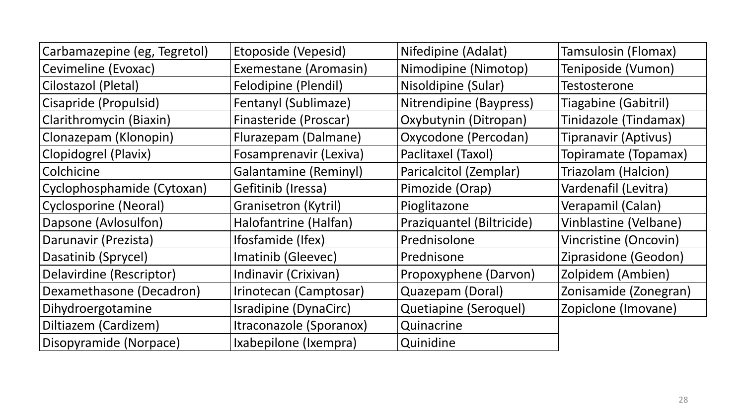| Carbamazepine (eg, Tegretol) | Etoposide (Vepesid) | Nifedipine (Adalat) | Tamsulosin (Flomax) |
|---|---|---|---|
| Cevimeline (Evoxac) | Exemestane (Aromasin) | Nimodipine (Nimotop) | Teniposide (Vumon) |
| Cilostazol (Pletal) | Felodipine (Plendil) | Nisoldipine (Sular) | Testosterone |
| Cisapride (Propulsid) | Fentanyl (Sublimaze) | Nitrendipine (Baypress) | Tiagabine (Gabitril) |
| Clarithromycin (Biaxin) | Finasteride (Proscar) | Oxybutynin (Ditropan) | Tinidazole (Tindamax) |
| Clonazepam (Klonopin) | Flurazepam (Dalmane) | Oxycodone (Percodan) | Tipranavir (Aptivus) |
| Clopidogrel (Plavix) | Fosamprenavir (Lexiva) | Paclitaxel (Taxol) | Topiramate (Topamax) |
| Colchicine | Galantamine (Reminyl) | Paricalcitol (Zemplar) | Triazolam (Halcion) |
| Cyclophosphamide (Cytoxan) | Gefitinib (Iressa) | Pimozide (Orap) | Vardenafil (Levitra) |
| Cyclosporine (Neoral) | Granisetron (Kytril) | Pioglitazone | Verapamil (Calan) |
| Dapsone (Avlosulfon) | Halofantrine (Halfan) | Praziquantel (Biltricide) | Vinblastine (Velbane) |
| Darunavir (Prezista) | Ifosfamide (Ifex) | Prednisolone | Vincristine (Oncovin) |
| Dasatinib (Sprycel) | Imatinib (Gleevec) | Prednisone | Ziprasidone (Geodon) |
| Delavirdine (Rescriptor) | Indinavir (Crixivan) | Propoxyphene (Darvon) | Zolpidem (Ambien) |
| Dexamethasone (Decadron) | Irinotecan (Camptosar) | Quazepam (Doral) | Zonisamide (Zonegran) |
| Dihydroergotamine | Isradipine (DynaCirc) | Quetiapine (Seroquel) | Zopiclone (Imovane) |
| Diltiazem (Cardizem) | Itraconazole (Sporanox) | Quinacrine | |
| Disopyramide (Norpace) | Ixabepilone (Ixempra) | Quinidine | |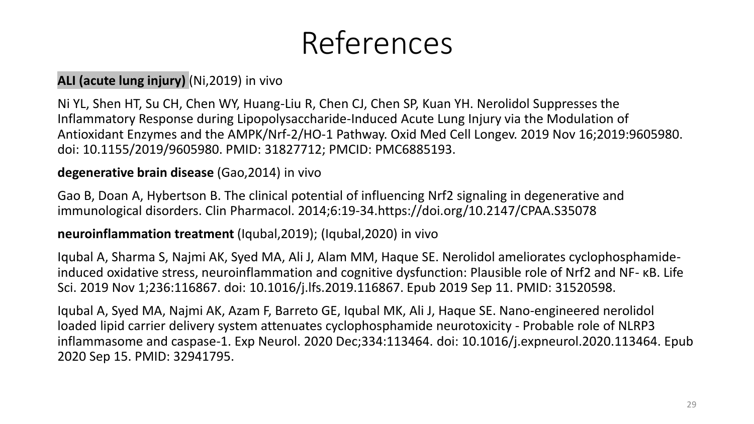# References

**ALI (acute lung injury)** (Ni,2019) in vivo

Ni YL, Shen HT, Su CH, Chen WY, Huang-Liu R, Chen CJ, Chen SP, Kuan YH. Nerolidol Suppresses the Inflammatory Response during Lipopolysaccharide-Induced Acute Lung Injury via the Modulation of Antioxidant Enzymes and the AMPK/Nrf-2/HO-1 Pathway. Oxid Med Cell Longev. 2019 Nov 16;2019:9605980. doi: 10.1155/2019/9605980. PMID: 31827712; PMCID: PMC6885193.

**degenerative brain disease** (Gao,2014) in vivo

Gao B, Doan A, Hybertson B. The clinical potential of influencing Nrf2 signaling in degenerative and immunological disorders. Clin Pharmacol. 2014;6:19-34.https://doi.org/10.2147/CPAA.S35078

**neuroinflammation treatment** (Iqubal,2019); (Iqubal,2020) in vivo

Iqubal A, Sharma S, Najmi AK, Syed MA, Ali J, Alam MM, Haque SE. Nerolidol ameliorates cyclophosphamide-induced oxidative stress, neuroinflammation and cognitive dysfunction: Plausible role of Nrf2 and NF- κB. Life Sci. 2019 Nov 1;236:116867. doi: 10.1016/j.lfs.2019.116867. Epub 2019 Sep 11. PMID: 31520598.

Iqubal A, Syed MA, Najmi AK, Azam F, Barreto GE, Iqubal MK, Ali J, Haque SE. Nano-engineered nerolidol loaded lipid carrier delivery system attenuates cyclophosphamide neurotoxicity - Probable role of NLRP3 inflammasome and caspase-1. Exp Neurol. 2020 Dec;334:113464. doi: 10.1016/j.expneurol.2020.113464. Epub 2020 Sep 15. PMID: 32941795.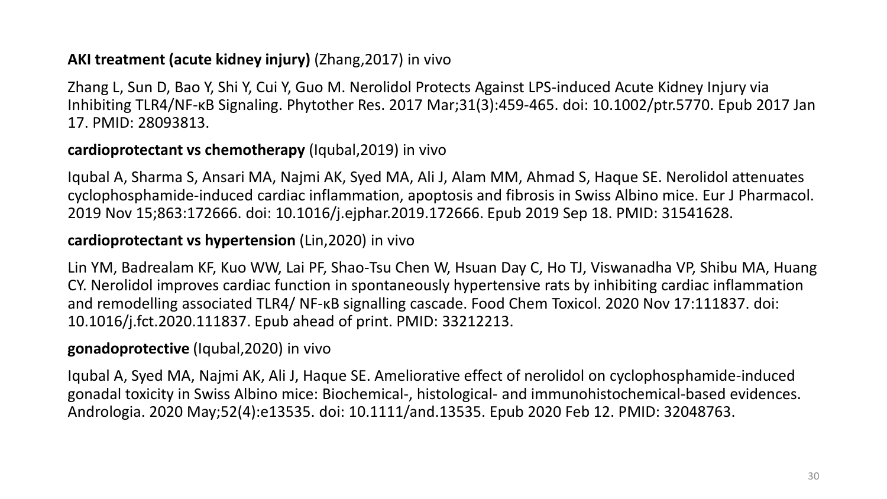**AKI treatment (acute kidney injury)** (Zhang,2017) in vivo

Zhang L, Sun D, Bao Y, Shi Y, Cui Y, Guo M. Nerolidol Protects Against LPS-induced Acute Kidney Injury via Inhibiting TLR4/NF-κB Signaling. Phytother Res. 2017 Mar;31(3):459-465. doi: 10.1002/ptr.5770. Epub 2017 Jan 17. PMID: 28093813.

**cardioprotectant vs chemotherapy** (Iqubal,2019) in vivo

Iqubal A, Sharma S, Ansari MA, Najmi AK, Syed MA, Ali J, Alam MM, Ahmad S, Haque SE. Nerolidol attenuates cyclophosphamide-induced cardiac inflammation, apoptosis and fibrosis in Swiss Albino mice. Eur J Pharmacol. 2019 Nov 15;863:172666. doi: 10.1016/j.ejphar.2019.172666. Epub 2019 Sep 18. PMID: 31541628.

**cardioprotectant vs hypertension** (Lin,2020) in vivo

Lin YM, Badrealam KF, Kuo WW, Lai PF, Shao-Tsu Chen W, Hsuan Day C, Ho TJ, Viswanadha VP, Shibu MA, Huang CY. Nerolidol improves cardiac function in spontaneously hypertensive rats by inhibiting cardiac inflammation and remodelling associated TLR4/ NF-κB signalling cascade. Food Chem Toxicol. 2020 Nov 17:111837. doi: 10.1016/j.fct.2020.111837. Epub ahead of print. PMID: 33212213.

**gonadoprotective** (Iqubal,2020) in vivo

Iqubal A, Syed MA, Najmi AK, Ali J, Haque SE. Ameliorative effect of nerolidol on cyclophosphamide-induced gonadal toxicity in Swiss Albino mice: Biochemical-, histological- and immunohistochemical-based evidences. Andrologia. 2020 May;52(4):e13535. doi: 10.1111/and.13535. Epub 2020 Feb 12. PMID: 32048763.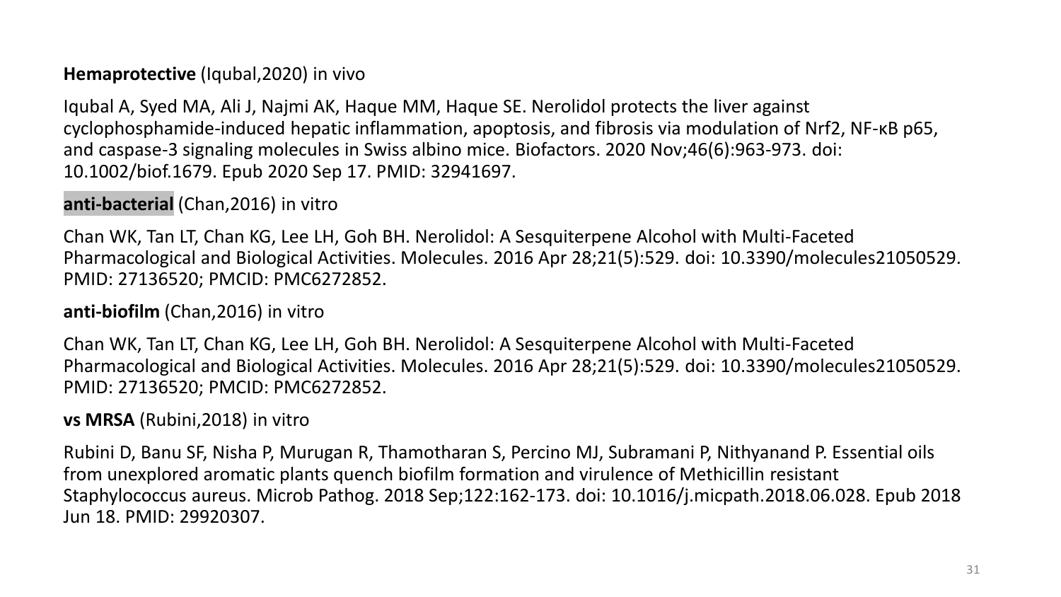**Hemaprotective** (Iqubal,2020) in vivo

Iqubal A, Syed MA, Ali J, Najmi AK, Haque MM, Haque SE. Nerolidol protects the liver against cyclophosphamide-induced hepatic inflammation, apoptosis, and fibrosis via modulation of Nrf2, NF-κB p65, and caspase-3 signaling molecules in Swiss albino mice. Biofactors. 2020 Nov;46(6):963-973. doi: 10.1002/biof.1679. Epub 2020 Sep 17. PMID: 32941697.

**anti-bacterial** (Chan,2016) in vitro

Chan WK, Tan LT, Chan KG, Lee LH, Goh BH. Nerolidol: A Sesquiterpene Alcohol with Multi-Faceted Pharmacological and Biological Activities. Molecules. 2016 Apr 28;21(5):529. doi: 10.3390/molecules21050529. PMID: 27136520; PMCID: PMC6272852.

**anti-biofilm** (Chan,2016) in vitro

Chan WK, Tan LT, Chan KG, Lee LH, Goh BH. Nerolidol: A Sesquiterpene Alcohol with Multi-Faceted Pharmacological and Biological Activities. Molecules. 2016 Apr 28;21(5):529. doi: 10.3390/molecules21050529. PMID: 27136520; PMCID: PMC6272852.

**vs MRSA** (Rubini,2018) in vitro

Rubini D, Banu SF, Nisha P, Murugan R, Thamotharan S, Percino MJ, Subramani P, Nithyanand P. Essential oils from unexplored aromatic plants quench biofilm formation and virulence of Methicillin resistant Staphylococcus aureus. Microb Pathog. 2018 Sep;122:162-173. doi: 10.1016/j.micpath.2018.06.028. Epub 2018 Jun 18. PMID: 29920307.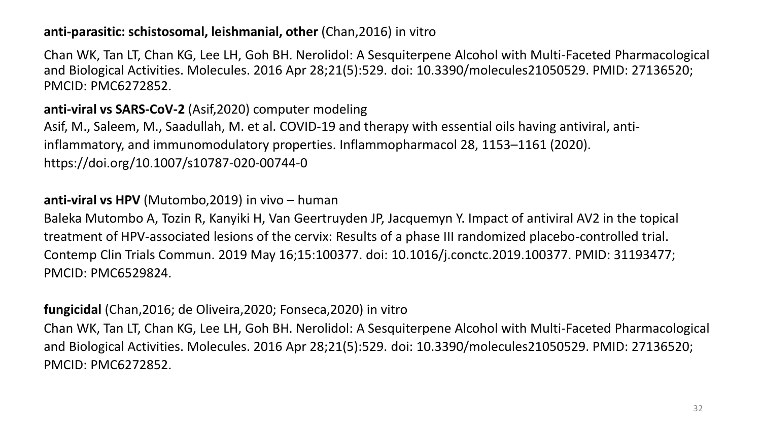**anti-parasitic: schistosomal, leishmanial, other** (Chan,2016) in vitro

Chan WK, Tan LT, Chan KG, Lee LH, Goh BH. Nerolidol: A Sesquiterpene Alcohol with Multi-Faceted Pharmacological and Biological Activities. Molecules. 2016 Apr 28;21(5):529. doi: 10.3390/molecules21050529. PMID: 27136520; PMCID: PMC6272852.

**anti-viral vs SARS-CoV-2** (Asif,2020) computer modeling

Asif, M., Saleem, M., Saadullah, M. et al. COVID-19 and therapy with essential oils having antiviral, anti-inflammatory, and immunomodulatory properties. Inflammopharmacol 28, 1153–1161 (2020). https://doi.org/10.1007/s10787-020-00744-0

**anti-viral vs HPV** (Mutombo,2019) in vivo – human

Baleka Mutombo A, Tozin R, Kanyiki H, Van Geertruyden JP, Jacquemyn Y. Impact of antiviral AV2 in the topical treatment of HPV-associated lesions of the cervix: Results of a phase III randomized placebo-controlled trial. Contemp Clin Trials Commun. 2019 May 16;15:100377. doi: 10.1016/j.conctc.2019.100377. PMID: 31193477; PMCID: PMC6529824.

**fungicidal** (Chan,2016; de Oliveira,2020; Fonseca,2020) in vitro

Chan WK, Tan LT, Chan KG, Lee LH, Goh BH. Nerolidol: A Sesquiterpene Alcohol with Multi-Faceted Pharmacological and Biological Activities. Molecules. 2016 Apr 28;21(5):529. doi: 10.3390/molecules21050529. PMID: 27136520; PMCID: PMC6272852.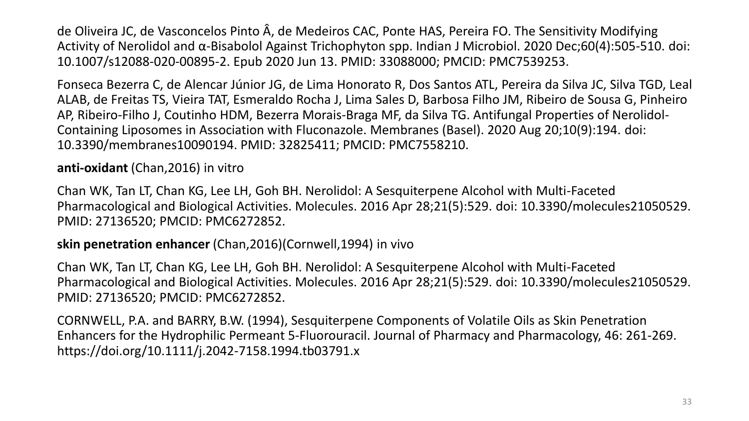de Oliveira JC, de Vasconcelos Pinto Â, de Medeiros CAC, Ponte HAS, Pereira FO. The Sensitivity Modifying Activity of Nerolidol and α-Bisabolol Against Trichophyton spp. Indian J Microbiol. 2020 Dec;60(4):505-510. doi: 10.1007/s12088-020-00895-2. Epub 2020 Jun 13. PMID: 33088000; PMCID: PMC7539253.

Fonseca Bezerra C, de Alencar Júnior JG, de Lima Honorato R, Dos Santos ATL, Pereira da Silva JC, Silva TGD, Leal ALAB, de Freitas TS, Vieira TAT, Esmeraldo Rocha J, Lima Sales D, Barbosa Filho JM, Ribeiro de Sousa G, Pinheiro AP, Ribeiro-Filho J, Coutinho HDM, Bezerra Morais-Braga MF, da Silva TG. Antifungal Properties of Nerolidol-Containing Liposomes in Association with Fluconazole. Membranes (Basel). 2020 Aug 20;10(9):194. doi: 10.3390/membranes10090194. PMID: 32825411; PMCID: PMC7558210.

**anti-oxidant** (Chan,2016) in vitro

Chan WK, Tan LT, Chan KG, Lee LH, Goh BH. Nerolidol: A Sesquiterpene Alcohol with Multi-Faceted Pharmacological and Biological Activities. Molecules. 2016 Apr 28;21(5):529. doi: 10.3390/molecules21050529. PMID: 27136520; PMCID: PMC6272852.

**skin penetration enhancer** (Chan,2016)(Cornwell,1994) in vivo

Chan WK, Tan LT, Chan KG, Lee LH, Goh BH. Nerolidol: A Sesquiterpene Alcohol with Multi-Faceted Pharmacological and Biological Activities. Molecules. 2016 Apr 28;21(5):529. doi: 10.3390/molecules21050529. PMID: 27136520; PMCID: PMC6272852.

CORNWELL, P.A. and BARRY, B.W. (1994), Sesquiterpene Components of Volatile Oils as Skin Penetration Enhancers for the Hydrophilic Permeant 5-Fluorouracil. Journal of Pharmacy and Pharmacology, 46: 261-269. https://doi.org/10.1111/j.2042-7158.1994.tb03791.x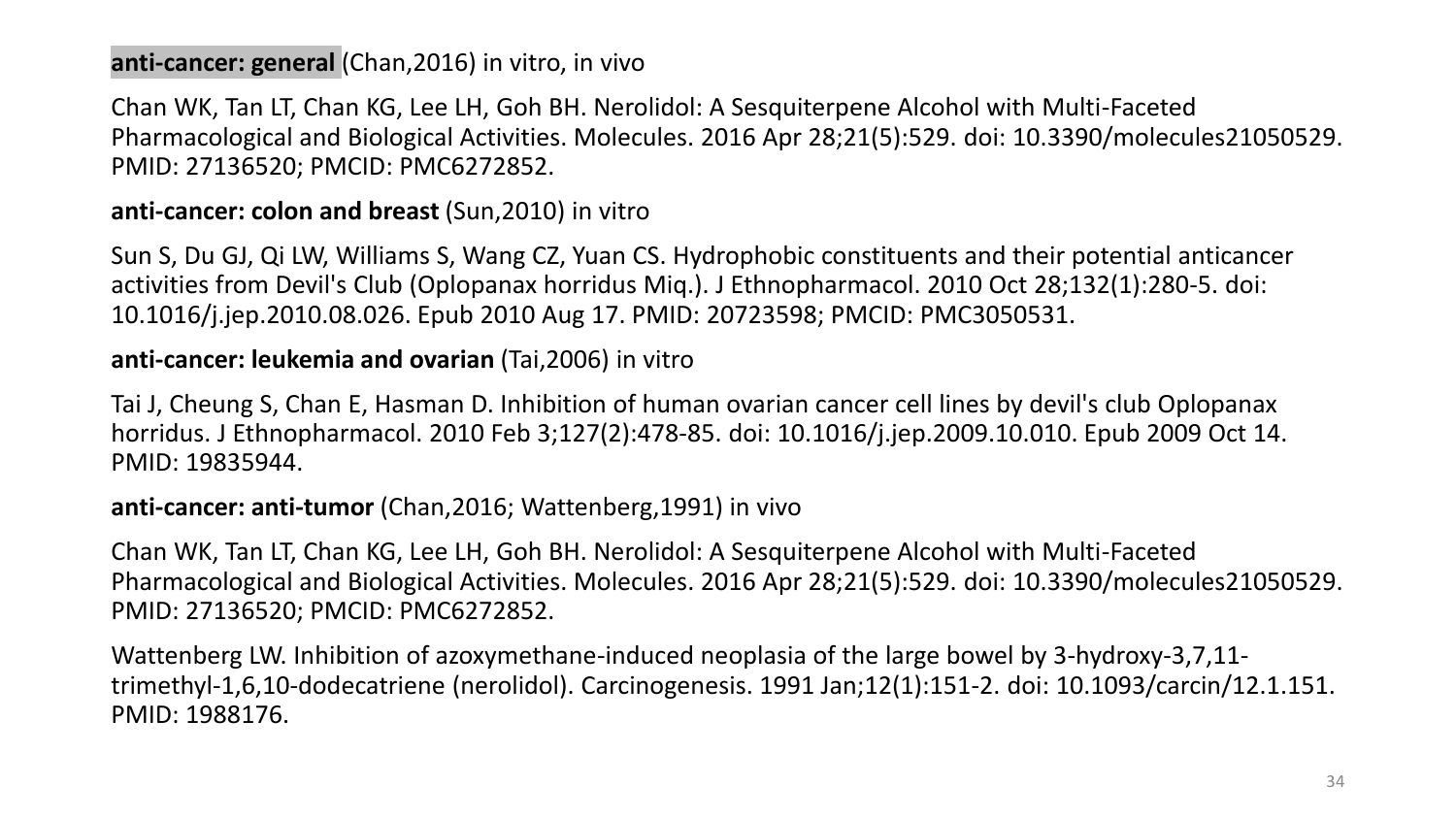**anti-cancer: general** (Chan,2016) in vitro, in vivo

Chan WK, Tan LT, Chan KG, Lee LH, Goh BH. Nerolidol: A Sesquiterpene Alcohol with Multi-Faceted Pharmacological and Biological Activities. Molecules. 2016 Apr 28;21(5):529. doi: 10.3390/molecules21050529. PMID: 27136520; PMCID: PMC6272852.

**anti-cancer: colon and breast** (Sun,2010) in vitro

Sun S, Du GJ, Qi LW, Williams S, Wang CZ, Yuan CS. Hydrophobic constituents and their potential anticancer activities from Devil's Club (Oplopanax horridus Miq.). J Ethnopharmacol. 2010 Oct 28;132(1):280-5. doi: 10.1016/j.jep.2010.08.026. Epub 2010 Aug 17. PMID: 20723598; PMCID: PMC3050531.

**anti-cancer: leukemia and ovarian** (Tai,2006) in vitro

Tai J, Cheung S, Chan E, Hasman D. Inhibition of human ovarian cancer cell lines by devil's club Oplopanax horridus. J Ethnopharmacol. 2010 Feb 3;127(2):478-85. doi: 10.1016/j.jep.2009.10.010. Epub 2009 Oct 14. PMID: 19835944.

**anti-cancer: anti-tumor** (Chan,2016; Wattenberg,1991) in vivo

Chan WK, Tan LT, Chan KG, Lee LH, Goh BH. Nerolidol: A Sesquiterpene Alcohol with Multi-Faceted Pharmacological and Biological Activities. Molecules. 2016 Apr 28;21(5):529. doi: 10.3390/molecules21050529. PMID: 27136520; PMCID: PMC6272852.

Wattenberg LW. Inhibition of azoxymethane-induced neoplasia of the large bowel by 3-hydroxy-3,7,11-trimethyl-1,6,10-dodecatriene (nerolidol). Carcinogenesis. 1991 Jan;12(1):151-2. doi: 10.1093/carcin/12.1.151. PMID: 1988176.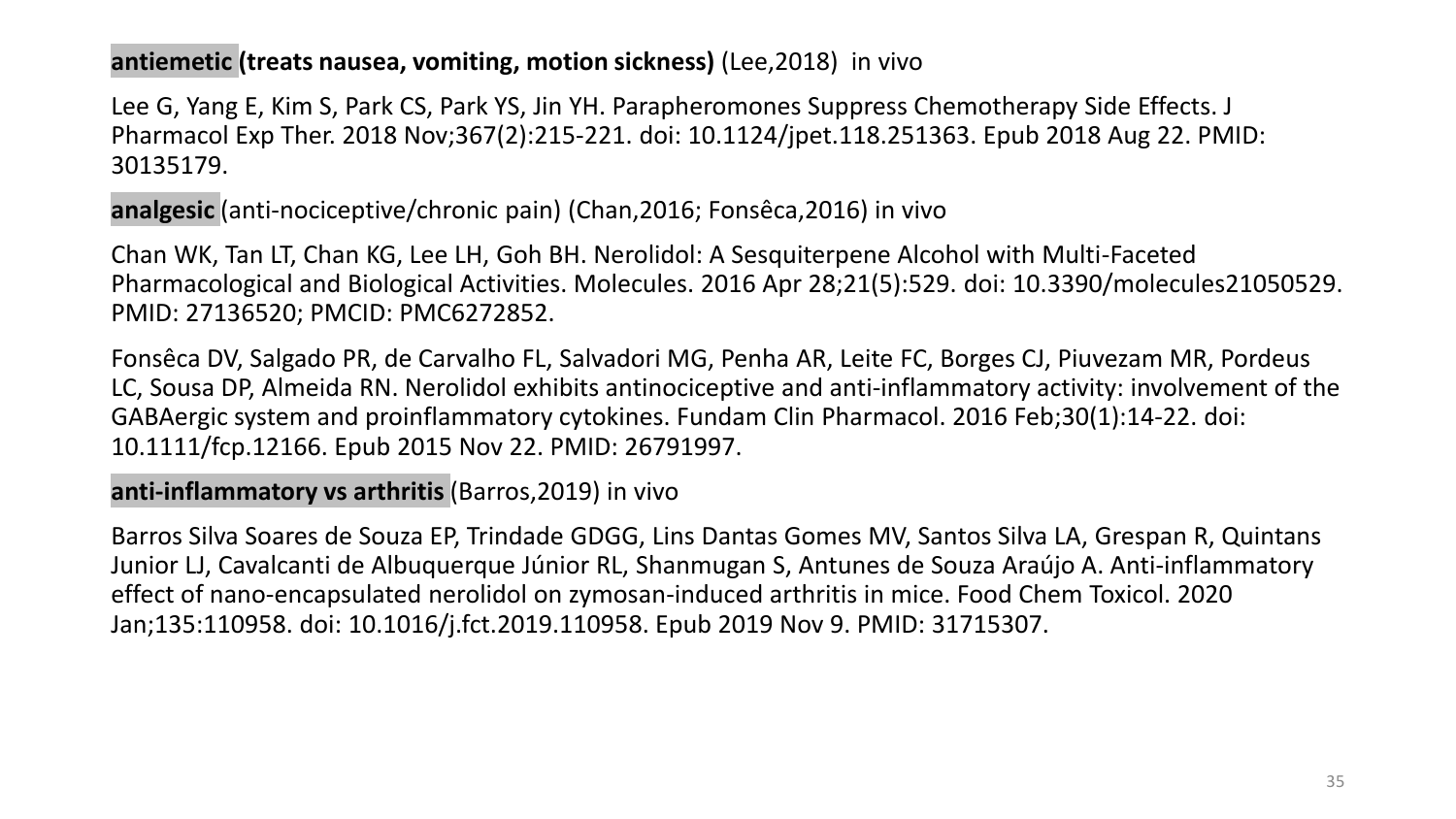**antiemetic (treats nausea, vomiting, motion sickness)** (Lee,2018) in vivo

Lee G, Yang E, Kim S, Park CS, Park YS, Jin YH. Parapheromones Suppress Chemotherapy Side Effects. J Pharmacol Exp Ther. 2018 Nov;367(2):215-221. doi: 10.1124/jpet.118.251363. Epub 2018 Aug 22. PMID: 30135179.

**analgesic** (anti-nociceptive/chronic pain) (Chan,2016; Fonsêca,2016) in vivo

Chan WK, Tan LT, Chan KG, Lee LH, Goh BH. Nerolidol: A Sesquiterpene Alcohol with Multi-Faceted Pharmacological and Biological Activities. Molecules. 2016 Apr 28;21(5):529. doi: 10.3390/molecules21050529. PMID: 27136520; PMCID: PMC6272852.

Fonsêca DV, Salgado PR, de Carvalho FL, Salvadori MG, Penha AR, Leite FC, Borges CJ, Piuvezam MR, Pordeus LC, Sousa DP, Almeida RN. Nerolidol exhibits antinociceptive and anti-inflammatory activity: involvement of the GABAergic system and proinflammatory cytokines. Fundam Clin Pharmacol. 2016 Feb;30(1):14-22. doi: 10.1111/fcp.12166. Epub 2015 Nov 22. PMID: 26791997.

**anti-inflammatory vs arthritis** (Barros,2019) in vivo

Barros Silva Soares de Souza EP, Trindade GDGG, Lins Dantas Gomes MV, Santos Silva LA, Grespan R, Quintans Junior LJ, Cavalcanti de Albuquerque Júnior RL, Shanmugan S, Antunes de Souza Araújo A. Anti-inflammatory effect of nano-encapsulated nerolidol on zymosan-induced arthritis in mice. Food Chem Toxicol. 2020 Jan;135:110958. doi: 10.1016/j.fct.2019.110958. Epub 2019 Nov 9. PMID: 31715307.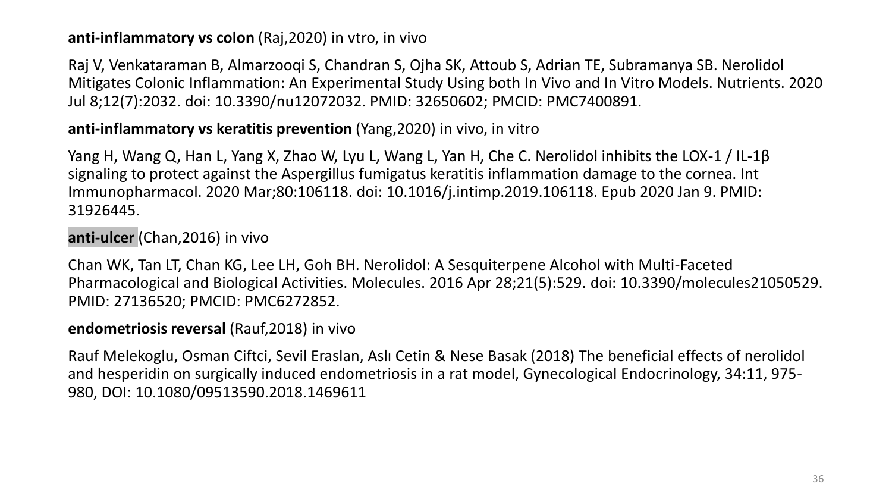**anti-inflammatory vs colon** (Raj,2020) in vtro, in vivo

Raj V, Venkataraman B, Almarzooqi S, Chandran S, Ojha SK, Attoub S, Adrian TE, Subramanya SB. Nerolidol Mitigates Colonic Inflammation: An Experimental Study Using both In Vivo and In Vitro Models. Nutrients. 2020 Jul 8;12(7):2032. doi: 10.3390/nu12072032. PMID: 32650602; PMCID: PMC7400891.

**anti-inflammatory vs keratitis prevention** (Yang,2020) in vivo, in vitro

Yang H, Wang Q, Han L, Yang X, Zhao W, Lyu L, Wang L, Yan H, Che C. Nerolidol inhibits the LOX-1 / IL-1β signaling to protect against the Aspergillus fumigatus keratitis inflammation damage to the cornea. Int Immunopharmacol. 2020 Mar;80:106118. doi: 10.1016/j.intimp.2019.106118. Epub 2020 Jan 9. PMID: 31926445.

**anti-ulcer** (Chan,2016) in vivo

Chan WK, Tan LT, Chan KG, Lee LH, Goh BH. Nerolidol: A Sesquiterpene Alcohol with Multi-Faceted Pharmacological and Biological Activities. Molecules. 2016 Apr 28;21(5):529. doi: 10.3390/molecules21050529. PMID: 27136520; PMCID: PMC6272852.

**endometriosis reversal** (Rauf,2018) in vivo

Rauf Melekoglu, Osman Ciftci, Sevil Eraslan, Aslı Cetin & Nese Basak (2018) The beneficial effects of nerolidol and hesperidin on surgically induced endometriosis in a rat model, Gynecological Endocrinology, 34:11, 975-980, DOI: 10.1080/09513590.2018.1469611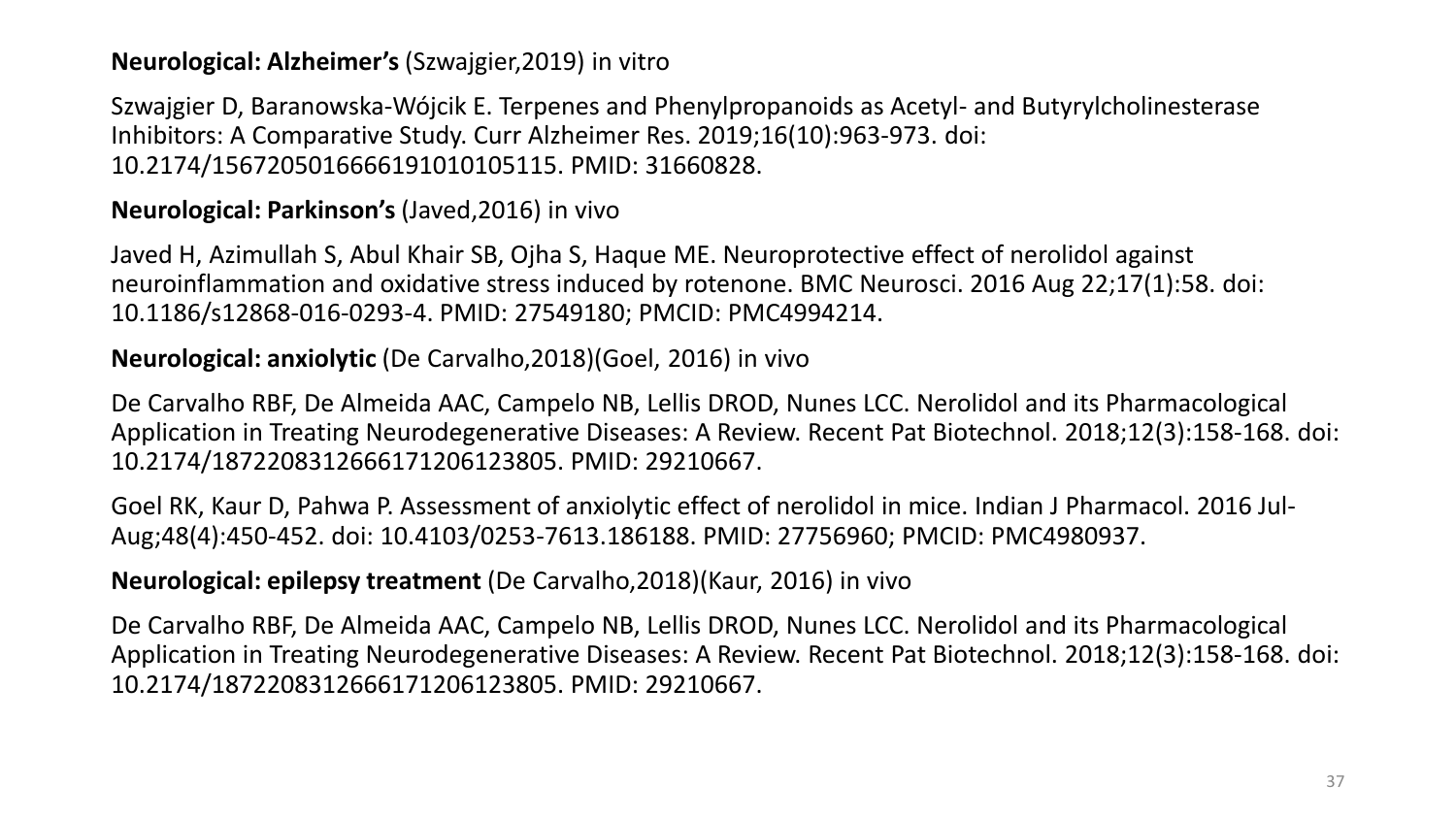**Neurological: Alzheimer's** (Szwajgier,2019) in vitro

Szwajgier D, Baranowska-Wójcik E. Terpenes and Phenylpropanoids as Acetyl- and Butyrylcholinesterase Inhibitors: A Comparative Study. Curr Alzheimer Res. 2019;16(10):963-973. doi: 10.2174/1567205016666191010105115. PMID: 31660828.

**Neurological: Parkinson's** (Javed,2016) in vivo

Javed H, Azimullah S, Abul Khair SB, Ojha S, Haque ME. Neuroprotective effect of nerolidol against neuroinflammation and oxidative stress induced by rotenone. BMC Neurosci. 2016 Aug 22;17(1):58. doi: 10.1186/s12868-016-0293-4. PMID: 27549180; PMCID: PMC4994214.

**Neurological: anxiolytic** (De Carvalho,2018)(Goel, 2016) in vivo

De Carvalho RBF, De Almeida AAC, Campelo NB, Lellis DROD, Nunes LCC. Nerolidol and its Pharmacological Application in Treating Neurodegenerative Diseases: A Review. Recent Pat Biotechnol. 2018;12(3):158-168. doi: 10.2174/1872208312666171206123805. PMID: 29210667.

Goel RK, Kaur D, Pahwa P. Assessment of anxiolytic effect of nerolidol in mice. Indian J Pharmacol. 2016 Jul-Aug;48(4):450-452. doi: 10.4103/0253-7613.186188. PMID: 27756960; PMCID: PMC4980937.

**Neurological: epilepsy treatment** (De Carvalho,2018)(Kaur, 2016) in vivo

De Carvalho RBF, De Almeida AAC, Campelo NB, Lellis DROD, Nunes LCC. Nerolidol and its Pharmacological Application in Treating Neurodegenerative Diseases: A Review. Recent Pat Biotechnol. 2018;12(3):158-168. doi: 10.2174/1872208312666171206123805. PMID: 29210667.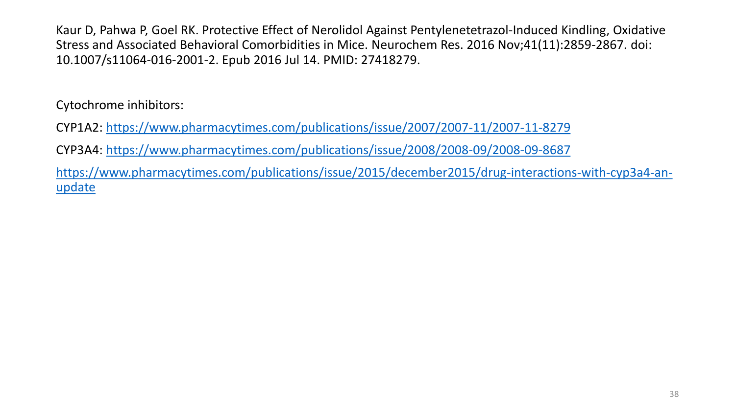Kaur D, Pahwa P, Goel RK. Protective Effect of Nerolidol Against Pentylenetetrazol-Induced Kindling, Oxidative Stress and Associated Behavioral Comorbidities in Mice. Neurochem Res. 2016 Nov;41(11):2859-2867. doi: 10.1007/s11064-016-2001-2. Epub 2016 Jul 14. PMID: 27418279.

Cytochrome inhibitors:

CYP1A2: [https://www.pharmacytimes.com/publications/issue/2007/2007-11/2007-11-8279](https://www.pharmacytimes.com/publications/issue/2007/2007-11/2007-11-8279)

CYP3A4: [https://www.pharmacytimes.com/publications/issue/2008/2008-09/2008-09-8687](https://www.pharmacytimes.com/publications/issue/2008/2008-09/2008-09-8687)

[https://www.pharmacytimes.com/publications/issue/2015/december2015/drug-interactions-with-cyp3a4-an-update](https://www.pharmacytimes.com/publications/issue/2015/december2015/drug-interactions-with-cyp3a4-an-update)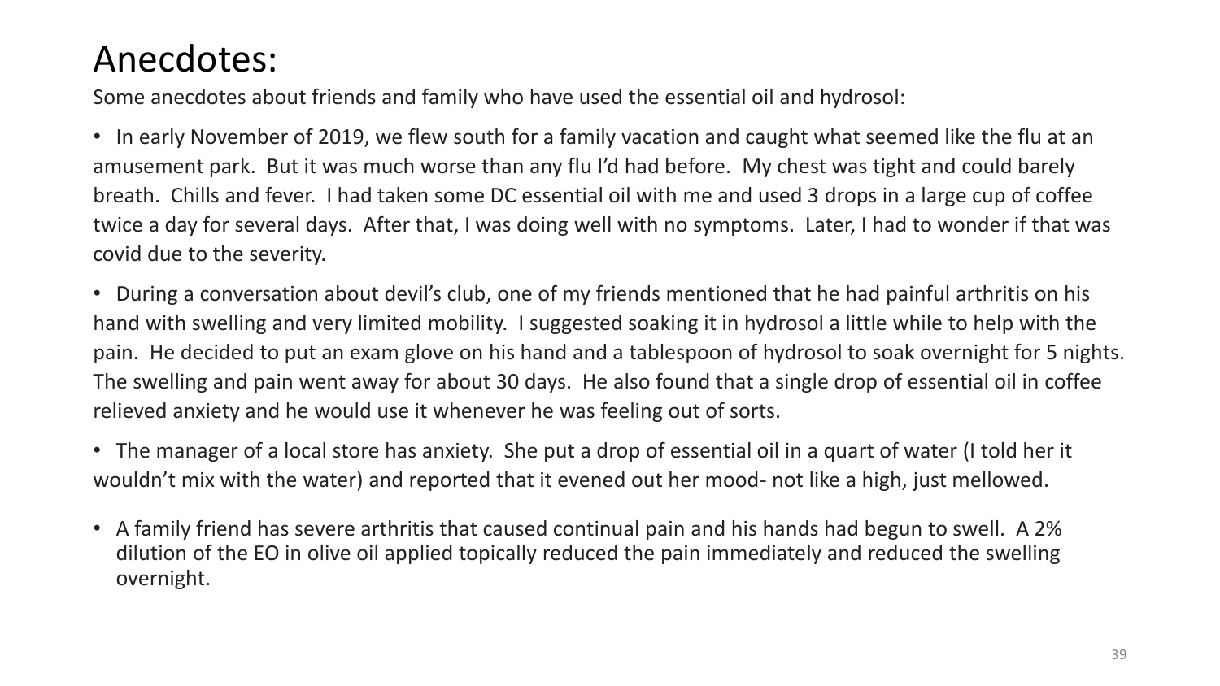# Anecdotes:

Some anecdotes about friends and family who have used the essential oil and hydrosol:

- In early November of 2019, we flew south for a family vacation and caught what seemed like the flu at an amusement park. But it was much worse than any flu I'd had before. My chest was tight and could barely breath. Chills and fever. I had taken some DC essential oil with me and used 3 drops in a large cup of coffee twice a day for several days. After that, I was doing well with no symptoms. Later, I had to wonder if that was covid due to the severity.
- During a conversation about devil's club, one of my friends mentioned that he had painful arthritis on his hand with swelling and very limited mobility. I suggested soaking it in hydrosol a little while to help with the pain. He decided to put an exam glove on his hand and a tablespoon of hydrosol to soak overnight for 5 nights. The swelling and pain went away for about 30 days. He also found that a single drop of essential oil in coffee relieved anxiety and he would use it whenever he was feeling out of sorts.
- The manager of a local store has anxiety. She put a drop of essential oil in a quart of water (I told her it wouldn't mix with the water) and reported that it evened out her mood- not like a high, just mellowed.
- A family friend has severe arthritis that caused continual pain and his hands had begun to swell. A 2% dilution of the EO in olive oil applied topically reduced the pain immediately and reduced the swelling overnight.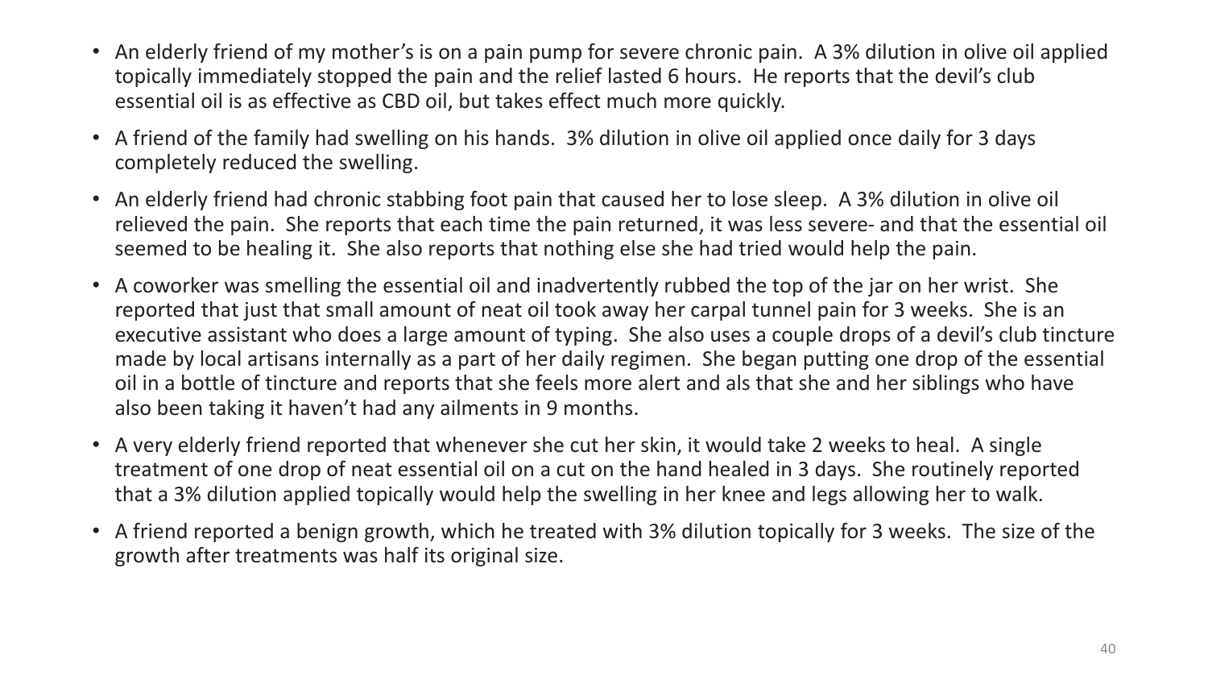- An elderly friend of my mother's is on a pain pump for severe chronic pain. A 3% dilution in olive oil applied topically immediately stopped the pain and the relief lasted 6 hours. He reports that the devil's club essential oil is as effective as CBD oil, but takes effect much more quickly.
- A friend of the family had swelling on his hands. 3% dilution in olive oil applied once daily for 3 days completely reduced the swelling.
- An elderly friend had chronic stabbing foot pain that caused her to lose sleep. A 3% dilution in olive oil relieved the pain. She reports that each time the pain returned, it was less severe- and that the essential oil seemed to be healing it. She also reports that nothing else she had tried would help the pain.
- A coworker was smelling the essential oil and inadvertently rubbed the top of the jar on her wrist. She reported that just that small amount of neat oil took away her carpal tunnel pain for 3 weeks. She is an executive assistant who does a large amount of typing. She also uses a couple drops of a devil's club tincture made by local artisans internally as a part of her daily regimen. She began putting one drop of the essential oil in a bottle of tincture and reports that she feels more alert and als that she and her siblings who have also been taking it haven't had any ailments in 9 months.
- A very elderly friend reported that whenever she cut her skin, it would take 2 weeks to heal. A single treatment of one drop of neat essential oil on a cut on the hand healed in 3 days. She routinely reported that a 3% dilution applied topically would help the swelling in her knee and legs allowing her to walk.
- A friend reported a benign growth, which he treated with 3% dilution topically for 3 weeks. The size of the growth after treatments was half its original size.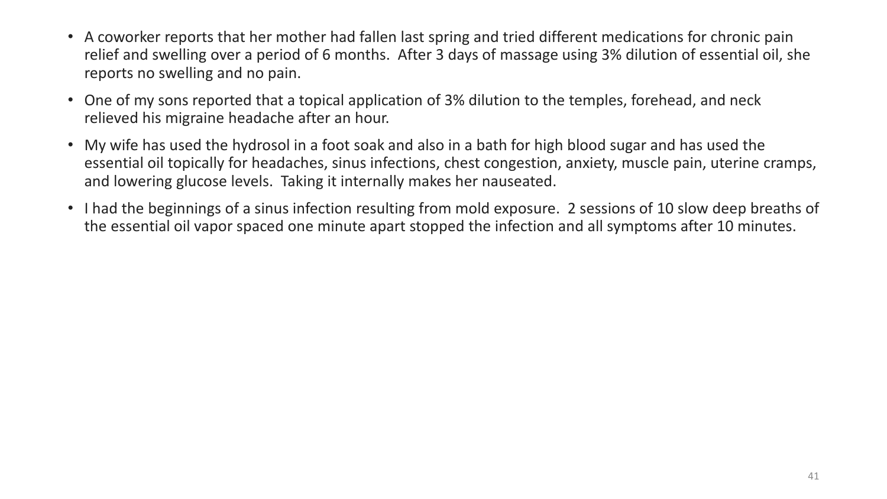- A coworker reports that her mother had fallen last spring and tried different medications for chronic pain relief and swelling over a period of 6 months. After 3 days of massage using 3% dilution of essential oil, she reports no swelling and no pain.
- One of my sons reported that a topical application of 3% dilution to the temples, forehead, and neck relieved his migraine headache after an hour.
- My wife has used the hydrosol in a foot soak and also in a bath for high blood sugar and has used the essential oil topically for headaches, sinus infections, chest congestion, anxiety, muscle pain, uterine cramps, and lowering glucose levels. Taking it internally makes her nauseated.
- I had the beginnings of a sinus infection resulting from mold exposure. 2 sessions of 10 slow deep breaths of the essential oil vapor spaced one minute apart stopped the infection and all symptoms after 10 minutes.